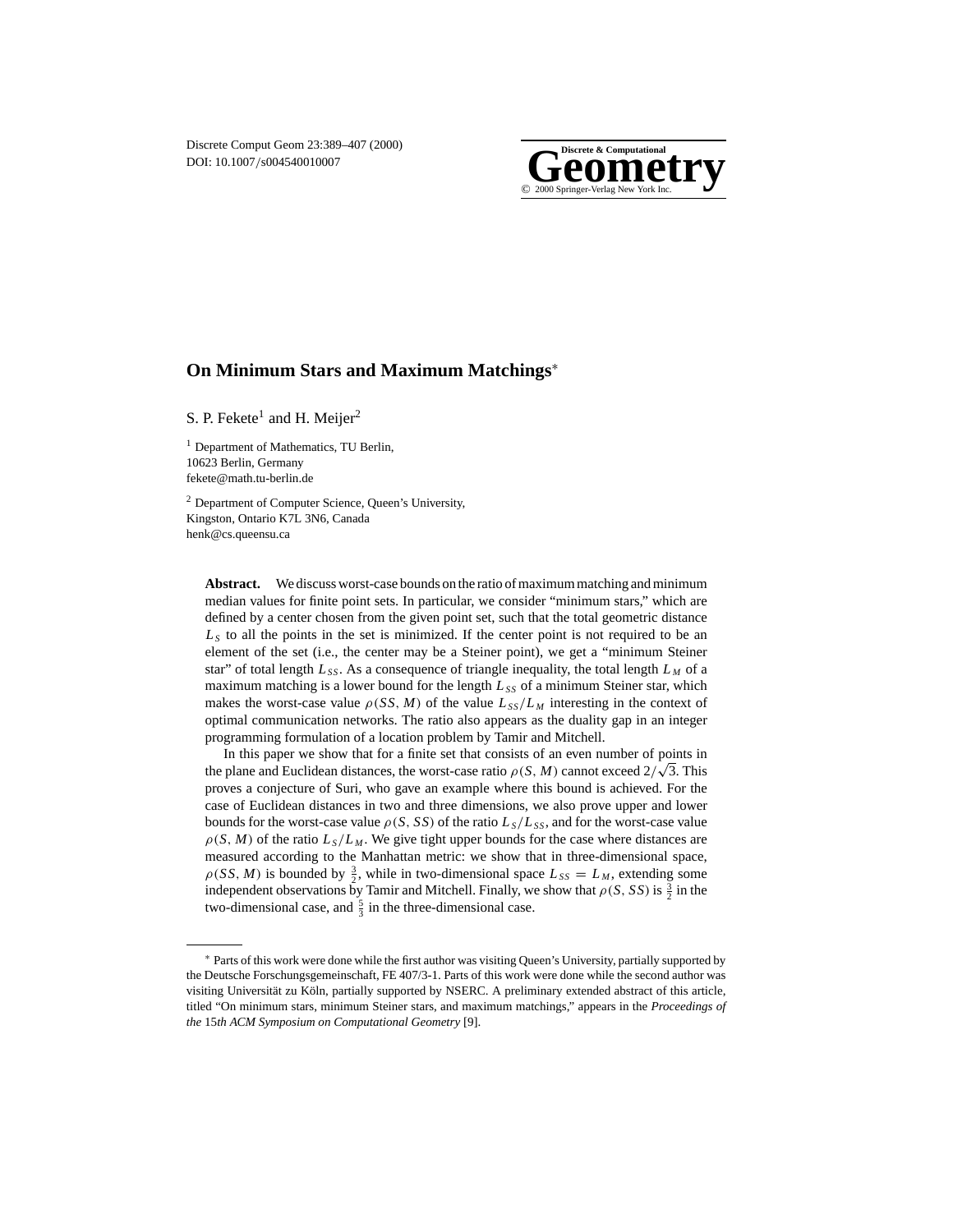# On Minimum Stars and Maximum Matchings*

S. P. Fekete[1] and H. Meijer[2]

[1] Department of Mathematics, TU Berlin,
10623 Berlin, Germany
fekete@math.tu-berlin.de

[2] Department of Computer Science, Queen's University,
Kingston, Ontario K7L 3N6, Canada
henk@cs.queensu.ca

**Abstract.** We discuss worst-case bounds on the ratio of maximum matching and minimum median values for finite point sets. In particular, we consider "minimum stars," which are defined by a center chosen from the given point set, such that the total geometric distance $L_S$ to all the points in the set is minimized. If the center point is not required to be an element of the set (i.e., the center may be a Steiner point), we get a "minimum Steiner star" of total length $L_{SS}$. As a consequence of triangle inequality, the total length $L_M$ of a maximum matching is a lower bound for the length $L_{SS}$ of a minimum Steiner star, which makes the worst-case value $\rho(SS, M)$ of the value $L_{SS}/L_M$ interesting in the context of optimal communication networks. The ratio also appears as the duality gap in an integer programming formulation of a location problem by Tamir and Mitchell.

In this paper we show that for a finite set that consists of an even number of points in the plane and Euclidean distances, the worst-case ratio $\rho(S, M)$ cannot exceed $2/\sqrt{3}$. This proves a conjecture of Suri, who gave an example where this bound is achieved. For the case of Euclidean distances in two and three dimensions, we also prove upper and lower bounds for the worst-case value $\rho(S, SS)$ of the ratio $L_S/L_{SS}$, and for the worst-case value $\rho(S, M)$ of the ratio $L_S/L_M$. We give tight upper bounds for the case where distances are measured according to the Manhattan metric: we show that in three-dimensional space, $\rho(SS, M)$ is bounded by $\frac{3}{2}$, while in two-dimensional space $L_{SS} = L_M$, extending some independent observations by Tamir and Mitchell. Finally, we show that $\rho(S, SS)$ is $\frac{3}{2}$ in the two-dimensional case, and $\frac{5}{3}$ in the three-dimensional case.

---

* Parts of this work were done while the first author was visiting Queen's University, partially supported by the Deutsche Forschungsgemeinschaft, FE 407/3-1. Parts of this work were done while the second author was visiting Universität zu Köln, partially supported by NSERC. A preliminary extended abstract of this article, titled "On minimum stars, minimum Steiner stars, and maximum matchings," appears in the *Proceedings of the* 15*th ACM Symposium on Computational Geometry* [9].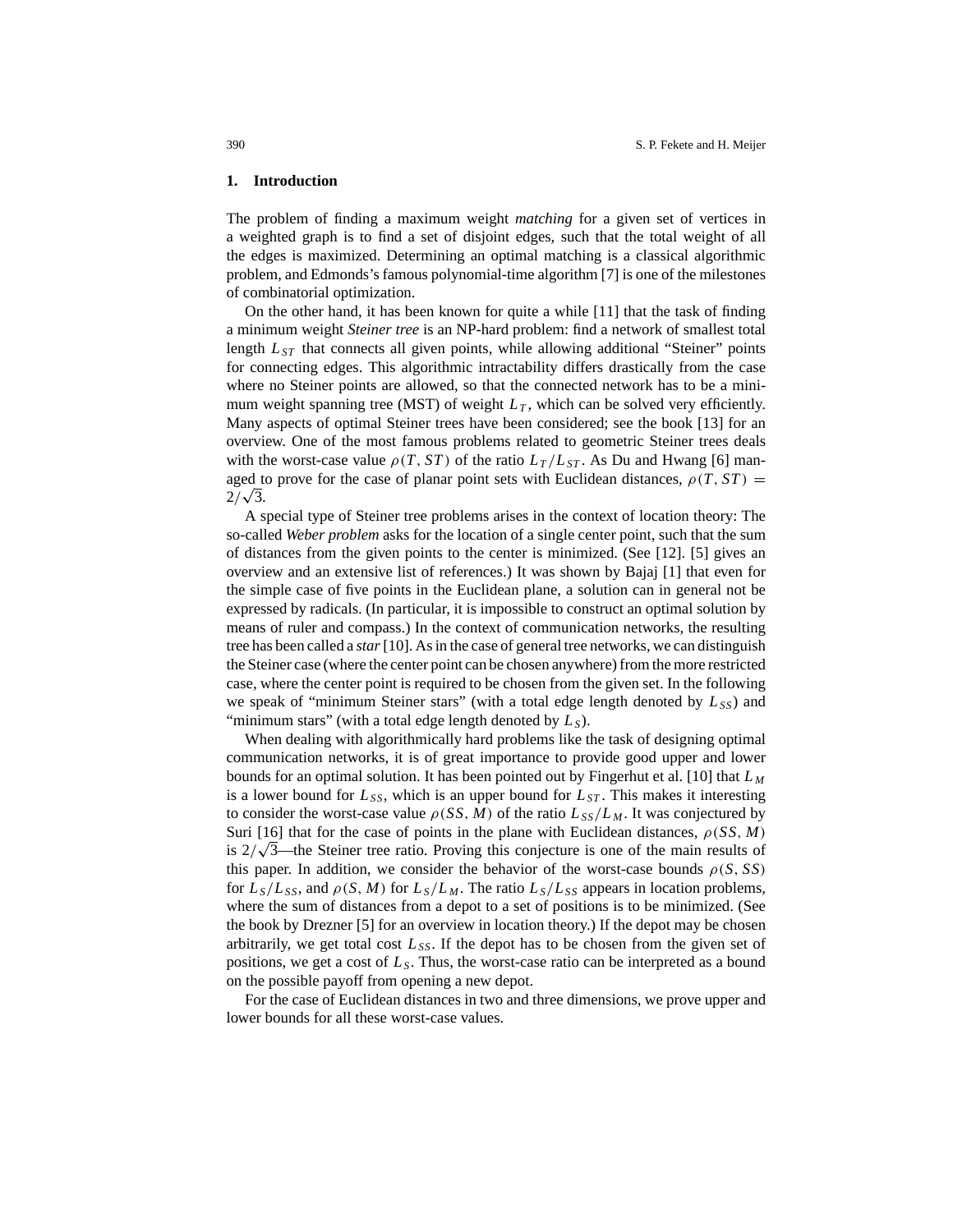## 1. Introduction

The problem of finding a maximum weight *matching* for a given set of vertices in a weighted graph is to find a set of disjoint edges, such that the total weight of all the edges is maximized. Determining an optimal matching is a classical algorithmic problem, and Edmonds's famous polynomial-time algorithm [7] is one of the milestones of combinatorial optimization.

On the other hand, it has been known for quite a while [11] that the task of finding a minimum weight *Steiner tree* is an NP-hard problem: find a network of smallest total length $L_{ST}$ that connects all given points, while allowing additional "Steiner" points for connecting edges. This algorithmic intractability differs drastically from the case where no Steiner points are allowed, so that the connected network has to be a minimum weight spanning tree (MST) of weight $L_T$, which can be solved very efficiently. Many aspects of optimal Steiner trees have been considered; see the book [13] for an overview. One of the most famous problems related to geometric Steiner trees deals with the worst-case value $\rho(T, ST)$ of the ratio $L_T/L_{ST}$. As Du and Hwang [6] managed to prove for the case of planar point sets with Euclidean distances, $\rho(T, ST) = 2/\sqrt{3}$.

A special type of Steiner tree problems arises in the context of location theory: The so-called *Weber problem* asks for the location of a single center point, such that the sum of distances from the given points to the center is minimized. (See [12]. [5] gives an overview and an extensive list of references.) It was shown by Bajaj [1] that even for the simple case of five points in the Euclidean plane, a solution can in general not be expressed by radicals. (In particular, it is impossible to construct an optimal solution by means of ruler and compass.) In the context of communication networks, the resulting tree has been called a *star* [10]. As in the case of general tree networks, we can distinguish the Steiner case (where the center point can be chosen anywhere) from the more restricted case, where the center point is required to be chosen from the given set. In the following we speak of "minimum Steiner stars" (with a total edge length denoted by $L_{SS}$) and "minimum stars" (with a total edge length denoted by $L_S$).

When dealing with algorithmically hard problems like the task of designing optimal communication networks, it is of great importance to provide good upper and lower bounds for an optimal solution. It has been pointed out by Fingerhut et al. [10] that $L_M$ is a lower bound for $L_{SS}$, which is an upper bound for $L_{ST}$. This makes it interesting to consider the worst-case value $\rho(SS, M)$ of the ratio $L_{SS}/L_M$. It was conjectured by Suri [16] that for the case of points in the plane with Euclidean distances, $\rho(SS, M)$ is $2/\sqrt{3}$—the Steiner tree ratio. Proving this conjecture is one of the main results of this paper. In addition, we consider the behavior of the worst-case bounds $\rho(S, SS)$ for $L_S/L_{SS}$, and $\rho(S, M)$ for $L_S/L_M$. The ratio $L_S/L_{SS}$ appears in location problems, where the sum of distances from a depot to a set of positions is to be minimized. (See the book by Drezner [5] for an overview in location theory.) If the depot may be chosen arbitrarily, we get total cost $L_{SS}$. If the depot has to be chosen from the given set of positions, we get a cost of $L_S$. Thus, the worst-case ratio can be interpreted as a bound on the possible payoff from opening a new depot.

For the case of Euclidean distances in two and three dimensions, we prove upper and lower bounds for all these worst-case values.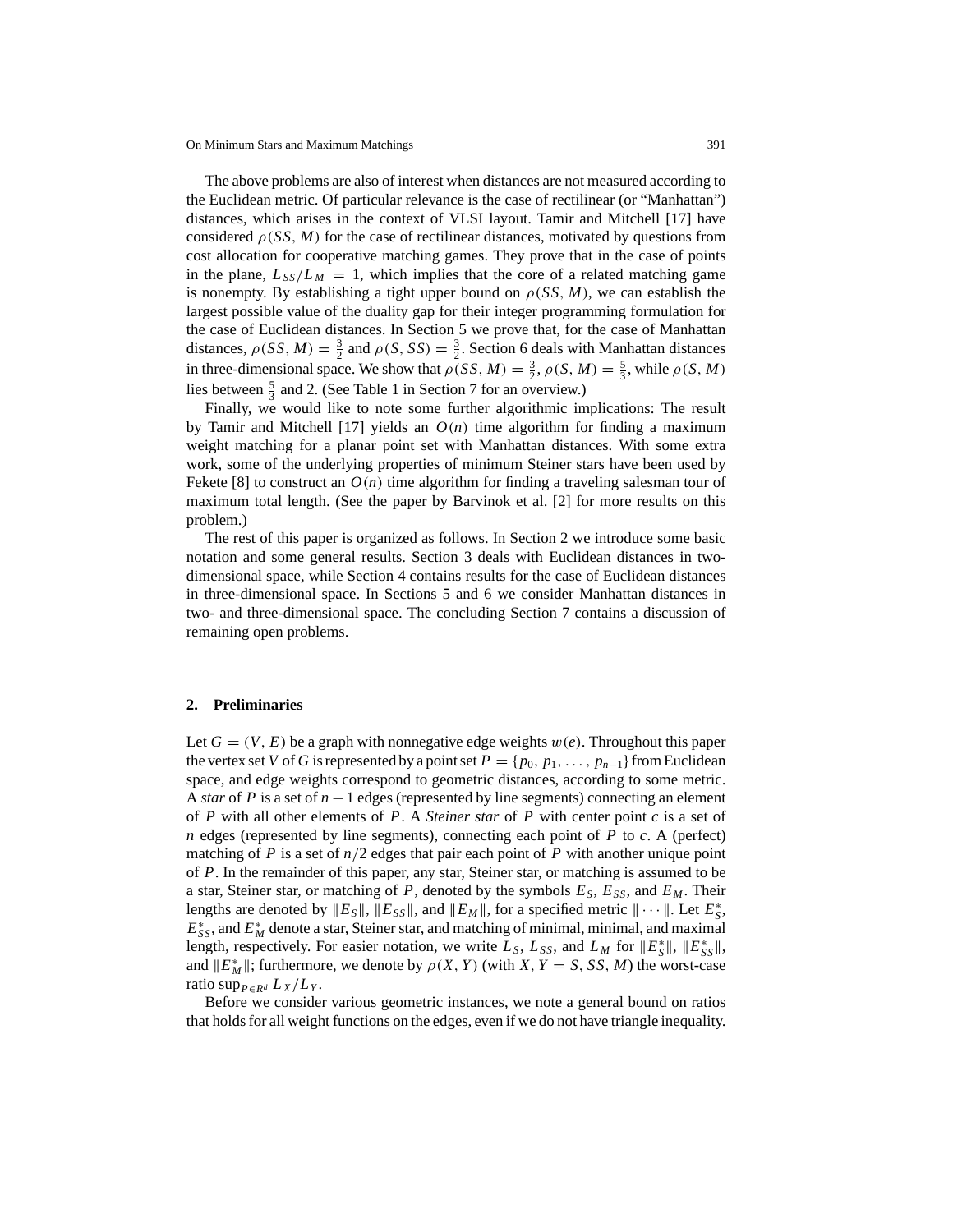The above problems are also of interest when distances are not measured according to the Euclidean metric. Of particular relevance is the case of rectilinear (or "Manhattan") distances, which arises in the context of VLSI layout. Tamir and Mitchell [17] have considered $\rho(SS, M)$ for the case of rectilinear distances, motivated by questions from cost allocation for cooperative matching games. They prove that in the case of points in the plane, $L_{SS}/L_M = 1$, which implies that the core of a related matching game is nonempty. By establishing a tight upper bound on $\rho(SS, M)$, we can establish the largest possible value of the duality gap for their integer programming formulation for the case of Euclidean distances. In Section 5 we prove that, for the case of Manhattan distances, $\rho(SS, M) = \frac{3}{2}$ and $\rho(S, SS) = \frac{3}{2}$. Section 6 deals with Manhattan distances in three-dimensional space. We show that $\rho(SS, M) = \frac{3}{2}$, $\rho(S, M) = \frac{5}{3}$, while $\rho(S, M)$ lies between $\frac{5}{3}$ and 2. (See Table 1 in Section 7 for an overview.)

Finally, we would like to note some further algorithmic implications: The result by Tamir and Mitchell [17] yields an $O(n)$ time algorithm for finding a maximum weight matching for a planar point set with Manhattan distances. With some extra work, some of the underlying properties of minimum Steiner stars have been used by Fekete [8] to construct an $O(n)$ time algorithm for finding a traveling salesman tour of maximum total length. (See the paper by Barvinok et al. [2] for more results on this problem.)

The rest of this paper is organized as follows. In Section 2 we introduce some basic notation and some general results. Section 3 deals with Euclidean distances in two-dimensional space, while Section 4 contains results for the case of Euclidean distances in three-dimensional space. In Sections 5 and 6 we consider Manhattan distances in two- and three-dimensional space. The concluding Section 7 contains a discussion of remaining open problems.

## 2. Preliminaries

Let $G = (V, E)$ be a graph with nonnegative edge weights $w(e)$. Throughout this paper the vertex set $V$ of $G$ is represented by a point set $P = \{p_0, p_1, \ldots, p_{n-1}\}$ from Euclidean space, and edge weights correspond to geometric distances, according to some metric. A *star* of $P$ is a set of $n-1$ edges (represented by line segments) connecting an element of $P$ with all other elements of $P$. A *Steiner star* of $P$ with center point $c$ is a set of $n$ edges (represented by line segments), connecting each point of $P$ to $c$. A (perfect) matching of $P$ is a set of $n/2$ edges that pair each point of $P$ with another unique point of $P$. In the remainder of this paper, any star, Steiner star, or matching is assumed to be a star, Steiner star, or matching of $P$, denoted by the symbols $E_S$, $E_{SS}$, and $E_M$. Their lengths are denoted by $\|E_S\|$, $\|E_{SS}\|$, and $\|E_M\|$, for a specified metric $\|\cdots\|$. Let $E_S^*$, $E_{SS}^*$, and $E_M^*$ denote a star, Steiner star, and matching of minimal, minimal, and maximal length, respectively. For easier notation, we write $L_S$, $L_{SS}$, and $L_M$ for $\|E_S^*\|$, $\|E_{SS}^*\|$, and $\|E_M^*\|$; furthermore, we denote by $\rho(X, Y)$ (with $X, Y = S, SS, M$) the worst-case ratio $\sup_{P \in R^d} L_X/L_Y$.

Before we consider various geometric instances, we note a general bound on ratios that holds for all weight functions on the edges, even if we do not have triangle inequality.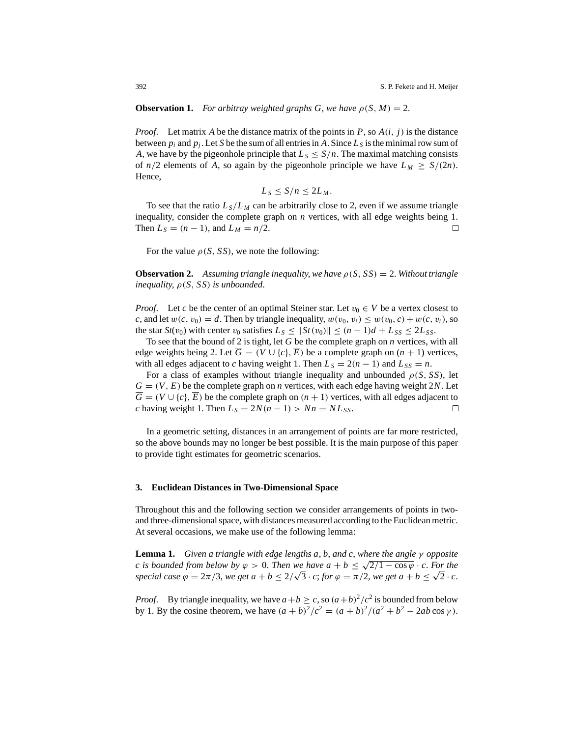**Observation 1.** *For arbitray weighted graphs $G$, we have $\rho(S, M) = 2$.*

*Proof*. Let matrix $A$ be the distance matrix of the points in $P$, so $A(i, j)$ is the distance between $p_i$ and $p_j$. Let $S$ be the sum of all entries in $A$. Since $L_S$ is the minimal row sum of $A$, we have by the pigeonhole principle that $L_S \leq S/n$. The maximal matching consists of $n/2$ elements of $A$, so again by the pigeonhole principle we have $L_M \geq S/(2n)$. Hence,

$$L_S \leq S/n \leq 2L_M.$$

To see that the ratio $L_S/L_M$ can be arbitrarily close to 2, even if we assume triangle inequality, consider the complete graph on $n$ vertices, with all edge weights being 1. Then $L_S = (n-1)$, and $L_M = n/2$. □

For the value $\rho(S, SS)$, we note the following:

**Observation 2.** *Assuming triangle inequality, we have $\rho(S, SS) = 2$. Without triangle inequality, $\rho(S, SS)$ is unbounded.*

*Proof*. Let $c$ be the center of an optimal Steiner star. Let $v_0 \in V$ be a vertex closest to $c$, and let $w(c, v_0) = d$. Then by triangle inequality, $w(v_0, v_i) \leq w(v_0, c) + w(c, v_i)$, so the star $St(v_0)$ with center $v_0$ satisfies $L_S \leq \|St(v_0)\| \leq (n-1)d + L_{SS} \leq 2L_{SS}$.

To see that the bound of 2 is tight, let $G$ be the complete graph on $n$ vertices, with all edge weights being 2. Let $\overline{G} = (V \cup \{c\}, \overline{E})$ be a complete graph on $(n+1)$ vertices, with all edges adjacent to $c$ having weight 1. Then $L_S = 2(n-1)$ and $L_{SS} = n$.

For a class of examples without triangle inequality and unbounded $\rho(S, SS)$, let $G = (V, E)$ be the complete graph on $n$ vertices, with each edge having weight $2N$. Let $\overline{G} = (V \cup \{c\}, \overline{E})$ be the complete graph on $(n+1)$ vertices, with all edges adjacent to $c$ having weight 1. Then $L_S = 2N(n-1) > Nn = NL_{SS}$. □

In a geometric setting, distances in an arrangement of points are far more restricted, so the above bounds may no longer be best possible. It is the main purpose of this paper to provide tight estimates for geometric scenarios.

## 3. Euclidean Distances in Two-Dimensional Space

Throughout this and the following section we consider arrangements of points in two- and three-dimensional space, with distances measured according to the Euclidean metric. At several occasions, we make use of the following lemma:

**Lemma 1.** *Given a triangle with edge lengths $a$, $b$, and $c$, where the angle $\gamma$ opposite $c$ is bounded from below by $\varphi > 0$. Then we have $a + b \leq \sqrt{2/1 - \cos\varphi} \cdot c$. For the special case $\varphi = 2\pi/3$, we get $a + b \leq 2/\sqrt{3} \cdot c$; for $\varphi = \pi/2$, we get $a + b \leq \sqrt{2} \cdot c$.*

*Proof*. By triangle inequality, we have $a + b \geq c$, so $(a+b)^2/c^2$ is bounded from below by 1. By the cosine theorem, we have $(a+b)^2/c^2 = (a+b)^2/(a^2 + b^2 - 2ab\cos\gamma)$.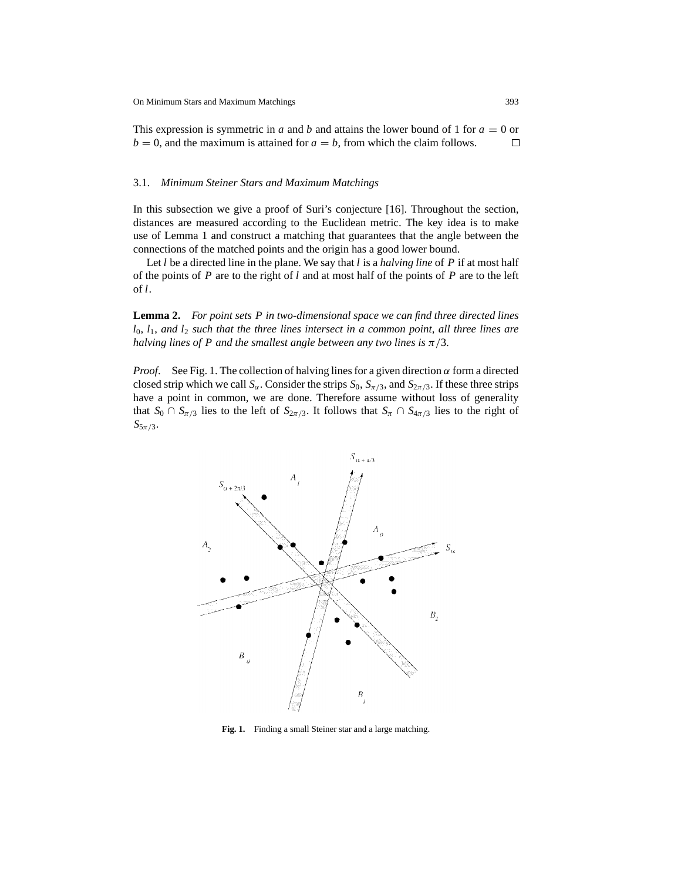This expression is symmetric in $a$ and $b$ and attains the lower bound of 1 for $a = 0$ or $b = 0$, and the maximum is attained for $a = b$, from which the claim follows. □

### 3.1. *Minimum Steiner Stars and Maximum Matchings*

In this subsection we give a proof of Suri's conjecture [16]. Throughout the section, distances are measured according to the Euclidean metric. The key idea is to make use of Lemma 1 and construct a matching that guarantees that the angle between the connections of the matched points and the origin has a good lower bound.

Let $l$ be a directed line in the plane. We say that $l$ is a *halving line* of $P$ if at most half of the points of $P$ are to the right of $l$ and at most half of the points of $P$ are to the left of $l$.

**Lemma 2.** *For point sets $P$ in two-dimensional space we can find three directed lines $l_0$, $l_1$, and $l_2$ such that the three lines intersect in a common point, all three lines are halving lines of $P$ and the smallest angle between any two lines is $\pi/3$.*

*Proof.* See Fig. 1. The collection of halving lines for a given direction $\alpha$ form a directed closed strip which we call $S_\alpha$. Consider the strips $S_0$, $S_{\pi/3}$, and $S_{2\pi/3}$. If these three strips have a point in common, we are done. Therefore assume without loss of generality that $S_0 \cap S_{\pi/3}$ lies to the left of $S_{2\pi/3}$. It follows that $S_\pi \cap S_{4\pi/3}$ lies to the right of $S_{5\pi/3}$.

**Fig. 1.** Finding a small Steiner star and a large matching.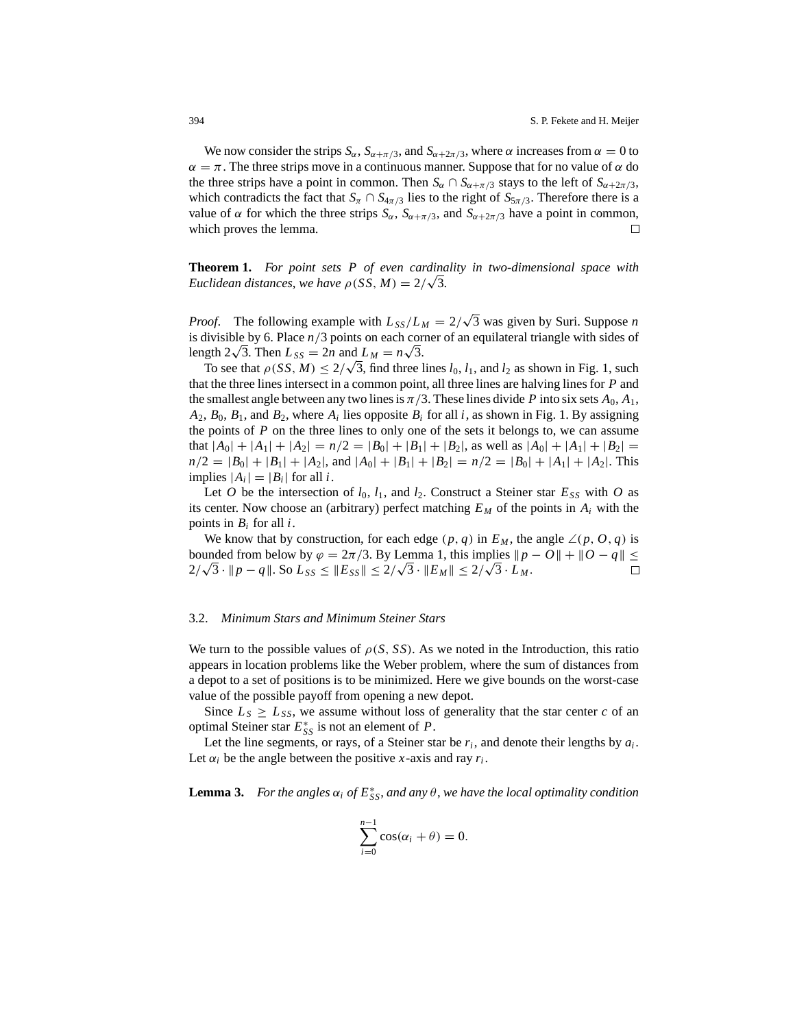We now consider the strips $S_\alpha$, $S_{\alpha+\pi/3}$, and $S_{\alpha+2\pi/3}$, where $\alpha$ increases from $\alpha = 0$ to $\alpha = \pi$. The three strips move in a continuous manner. Suppose that for no value of $\alpha$ do the three strips have a point in common. Then $S_\alpha \cap S_{\alpha+\pi/3}$ stays to the left of $S_{\alpha+2\pi/3}$, which contradicts the fact that $S_\pi \cap S_{4\pi/3}$ lies to the right of $S_{5\pi/3}$. Therefore there is a value of $\alpha$ for which the three strips $S_\alpha$, $S_{\alpha+\pi/3}$, and $S_{\alpha+2\pi/3}$ have a point in common, which proves the lemma. □

**Theorem 1.** *For point sets $P$ of even cardinality in two-dimensional space with Euclidean distances, we have $\rho(SS, M) = 2/\sqrt{3}$.*

*Proof.* The following example with $L_{SS}/L_M = 2/\sqrt{3}$ was given by Suri. Suppose $n$ is divisible by 6. Place $n/3$ points on each corner of an equilateral triangle with sides of length $2\sqrt{3}$. Then $L_{SS} = 2n$ and $L_M = n\sqrt{3}$.

To see that $\rho(SS, M) \leq 2/\sqrt{3}$, find three lines $l_0$, $l_1$, and $l_2$ as shown in Fig. 1, such that the three lines intersect in a common point, all three lines are halving lines for $P$ and the smallest angle between any two lines is $\pi/3$. These lines divide $P$ into six sets $A_0$, $A_1$, $A_2$, $B_0$, $B_1$, and $B_2$, where $A_i$ lies opposite $B_i$ for all $i$, as shown in Fig. 1. By assigning the points of $P$ on the three lines to only one of the sets it belongs to, we can assume that $|A_0| + |A_1| + |A_2| = n/2 = |B_0| + |B_1| + |B_2|$, as well as $|A_0| + |A_1| + |B_2| = n/2 = |B_0| + |B_1| + |A_2|$, and $|A_0| + |B_1| + |B_2| = n/2 = |B_0| + |A_1| + |A_2|$. This implies $|A_i| = |B_i|$ for all $i$.

Let $O$ be the intersection of $l_0$, $l_1$, and $l_2$. Construct a Steiner star $E_{SS}$ with $O$ as its center. Now choose an (arbitrary) perfect matching $E_M$ of the points in $A_i$ with the points in $B_i$ for all $i$.

We know that by construction, for each edge $(p, q)$ in $E_M$, the angle $\angle(p, O, q)$ is bounded from below by $\varphi = 2\pi/3$. By Lemma 1, this implies $\|p - O\| + \|O - q\| \leq 2/\sqrt{3} \cdot \|p - q\|$. So $L_{SS} \leq \|E_{SS}\| \leq 2/\sqrt{3} \cdot \|E_M\| \leq 2/\sqrt{3} \cdot L_M$. □

### 3.2. *Minimum Stars and Minimum Steiner Stars*

We turn to the possible values of $\rho(S, SS)$. As we noted in the Introduction, this ratio appears in location problems like the Weber problem, where the sum of distances from a depot to a set of positions is to be minimized. Here we give bounds on the worst-case value of the possible payoff from opening a new depot.

Since $L_S \geq L_{SS}$, we assume without loss of generality that the star center $c$ of an optimal Steiner star $E^*_{SS}$ is not an element of $P$.

Let the line segments, or rays, of a Steiner star be $r_i$, and denote their lengths by $a_i$. Let $\alpha_i$ be the angle between the positive $x$-axis and ray $r_i$.

**Lemma 3.** *For the angles $\alpha_i$ of $E^*_{SS}$, and any $\theta$, we have the local optimality condition*

$$\sum_{i=0}^{n-1} \cos(\alpha_i + \theta) = 0.$$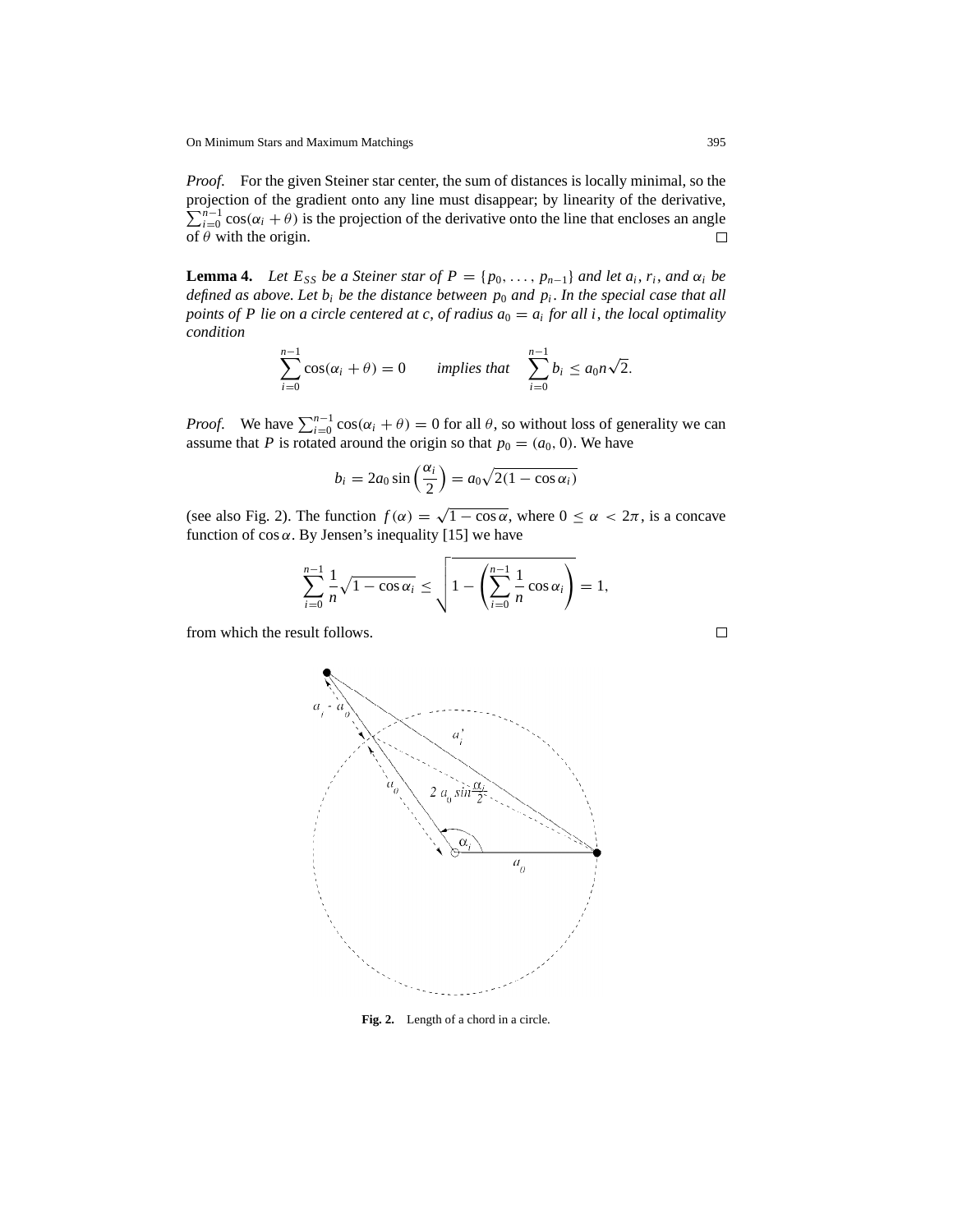*Proof.* For the given Steiner star center, the sum of distances is locally minimal, so the projection of the gradient onto any line must disappear; by linearity of the derivative, $\sum_{i=0}^{n-1} \cos(\alpha_i + \theta)$ is the projection of the derivative onto the line that encloses an angle of $\theta$ with the origin. □

**Lemma 4.** *Let $E_{SS}$ be a Steiner star of $P = \{p_0, \ldots, p_{n-1}\}$ and let $a_i$, $r_i$, and $\alpha_i$ be defined as above. Let $b_i$ be the distance between $p_0$ and $p_i$. In the special case that all points of $P$ lie on a circle centered at $c$, of radius $a_0 = a_i$ for all $i$, the local optimality condition*

$$\sum_{i=0}^{n-1} \cos(\alpha_i + \theta) = 0 \qquad \textit{implies that} \quad \sum_{i=0}^{n-1} b_i \le a_0 n \sqrt{2}.$$

*Proof.* We have $\sum_{i=0}^{n-1} \cos(\alpha_i + \theta) = 0$ for all $\theta$, so without loss of generality we can assume that $P$ is rotated around the origin so that $p_0 = (a_0, 0)$. We have

$$b_i = 2a_0 \sin\left(\frac{\alpha_i}{2}\right) = a_0\sqrt{2(1 - \cos\alpha_i)}$$

(see also Fig. 2). The function $f(\alpha) = \sqrt{1 - \cos\alpha}$, where $0 \le \alpha < 2\pi$, is a concave function of $\cos\alpha$. By Jensen's inequality [15] we have

$$\sum_{i=0}^{n-1} \frac{1}{n}\sqrt{1 - \cos\alpha_i} \le \sqrt{1 - \left(\sum_{i=0}^{n-1} \frac{1}{n}\cos\alpha_i\right)} = 1,$$

from which the result follows. □

**Fig. 2.** Length of a chord in a circle.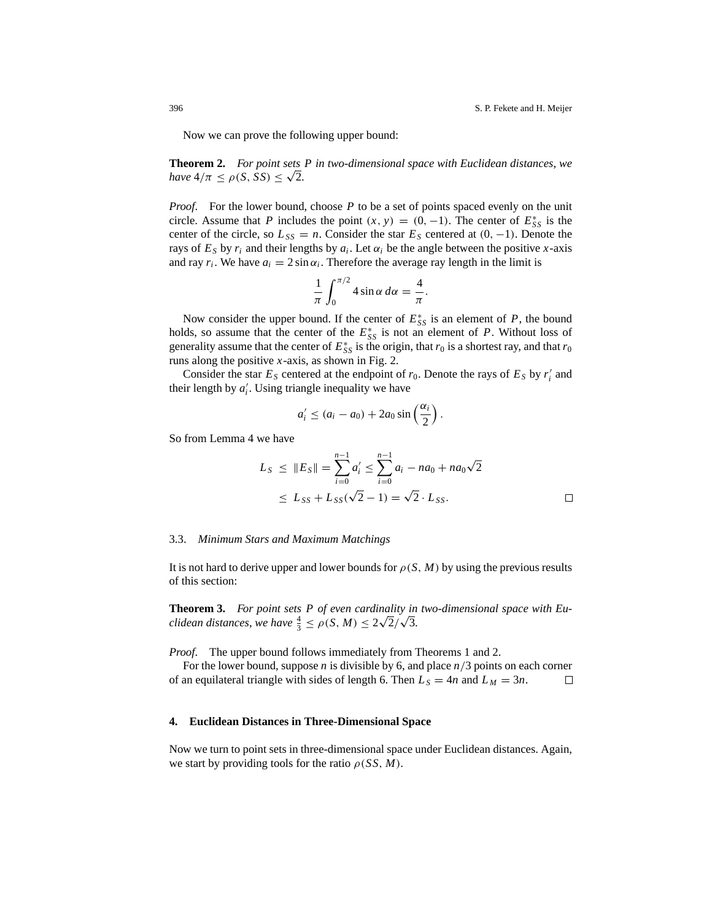Now we can prove the following upper bound:

**Theorem 2.** *For point sets $P$ in two-dimensional space with Euclidean distances, we have* $4/\pi \leq \rho(S, SS) \leq \sqrt{2}$.

*Proof.* For the lower bound, choose $P$ to be a set of points spaced evenly on the unit circle. Assume that $P$ includes the point $(x, y) = (0, -1)$. The center of $E^*_{SS}$ is the center of the circle, so $L_{SS} = n$. Consider the star $E_S$ centered at $(0, -1)$. Denote the rays of $E_S$ by $r_i$ and their lengths by $a_i$. Let $\alpha_i$ be the angle between the positive $x$-axis and ray $r_i$. We have $a_i = 2 \sin \alpha_i$. Therefore the average ray length in the limit is

$$\frac{1}{\pi} \int_0^{\pi/2} 4 \sin \alpha \, d\alpha = \frac{4}{\pi}.$$

Now consider the upper bound. If the center of $E^*_{SS}$ is an element of $P$, the bound holds, so assume that the center of the $E^*_{SS}$ is not an element of $P$. Without loss of generality assume that the center of $E^*_{SS}$ is the origin, that $r_0$ is a shortest ray, and that $r_0$ runs along the positive $x$-axis, as shown in Fig. 2.

Consider the star $E_S$ centered at the endpoint of $r_0$. Denote the rays of $E_S$ by $r'_i$ and their length by $a'_i$. Using triangle inequality we have

$$a'_i \leq (a_i - a_0) + 2a_0 \sin\left(\frac{\alpha_i}{2}\right).$$

So from Lemma 4 we have

$$\begin{aligned} L_S \ &\leq \ \|E_S\| = \sum_{i=0}^{n-1} a'_i \leq \sum_{i=0}^{n-1} a_i - na_0 + na_0\sqrt{2} \\ &\leq \ L_{SS} + L_{SS}(\sqrt{2} - 1) = \sqrt{2} \cdot L_{SS}. \end{aligned}$$

$\square$

### 3.3. *Minimum Stars and Maximum Matchings*

It is not hard to derive upper and lower bounds for $\rho(S, M)$ by using the previous results of this section:

**Theorem 3.** *For point sets $P$ of even cardinality in two-dimensional space with Euclidean distances, we have* $\frac{4}{3} \leq \rho(S, M) \leq 2\sqrt{2}/\sqrt{3}$.

*Proof.* The upper bound follows immediately from Theorems 1 and 2.

For the lower bound, suppose $n$ is divisible by 6, and place $n/3$ points on each corner of an equilateral triangle with sides of length 6. Then $L_S = 4n$ and $L_M = 3n$. $\square$

## 4. Euclidean Distances in Three-Dimensional Space

Now we turn to point sets in three-dimensional space under Euclidean distances. Again, we start by providing tools for the ratio $\rho(SS, M)$.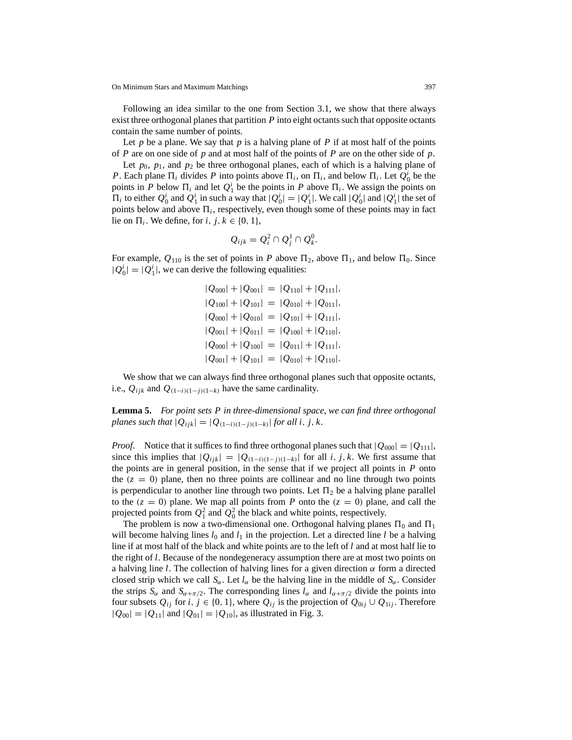Following an idea similar to the one from Section 3.1, we show that there always exist three orthogonal planes that partition $P$ into eight octants such that opposite octants contain the same number of points.

Let $p$ be a plane. We say that $p$ is a halving plane of $P$ if at most half of the points of $P$ are on one side of $p$ and at most half of the points of $P$ are on the other side of $p$.

Let $p_0$, $p_1$, and $p_2$ be three orthogonal planes, each of which is a halving plane of $P$. Each plane $\Pi_i$ divides $P$ into points above $\Pi_i$, on $\Pi_i$, and below $\Pi_i$. Let $Q_0^i$ be the points in $P$ below $\Pi_i$ and let $Q_1^i$ be the points in $P$ above $\Pi_i$. We assign the points on $\Pi_i$ to either $Q_0^i$ and $Q_1^i$ in such a way that $|Q_0^i| = |Q_1^i|$. We call $|Q_0^i|$ and $|Q_1^i|$ the set of points below and above $\Pi_i$, respectively, even though some of these points may in fact lie on $\Pi_i$. We define, for $i, j, k \in \{0, 1\}$,

$$Q_{ijk} = Q_i^2 \cap Q_j^1 \cap Q_k^0.$$

For example, $Q_{110}$ is the set of points in $P$ above $\Pi_2$, above $\Pi_1$, and below $\Pi_0$. Since $|Q_0^i| = |Q_1^i|$, we can derive the following equalities:

$$\begin{aligned}
|Q_{000}| + |Q_{001}| &= |Q_{110}| + |Q_{111}|,\\
|Q_{100}| + |Q_{101}| &= |Q_{010}| + |Q_{011}|,\\
|Q_{000}| + |Q_{010}| &= |Q_{101}| + |Q_{111}|,\\
|Q_{001}| + |Q_{011}| &= |Q_{100}| + |Q_{110}|,\\
|Q_{000}| + |Q_{100}| &= |Q_{011}| + |Q_{111}|,\\
|Q_{001}| + |Q_{101}| &= |Q_{010}| + |Q_{110}|.
\end{aligned}$$

We show that we can always find three orthogonal planes such that opposite octants, i.e., $Q_{ijk}$ and $Q_{(1-i)(1-j)(1-k)}$ have the same cardinality.

**Lemma 5.** *For point sets $P$ in three-dimensional space, we can find three orthogonal planes such that $|Q_{ijk}| = |Q_{(1-i)(1-j)(1-k)}|$ for all $i, j, k$.*

*Proof.* Notice that it suffices to find three orthogonal planes such that $|Q_{000}| = |Q_{111}|$, since this implies that $|Q_{ijk}| = |Q_{(1-i)(1-j)(1-k)}|$ for all $i, j, k$. We first assume that the points are in general position, in the sense that if we project all points in $P$ onto the $(z = 0)$ plane, then no three points are collinear and no line through two points is perpendicular to another line through two points. Let $\Pi_2$ be a halving plane parallel to the $(z = 0)$ plane. We map all points from $P$ onto the $(z = 0)$ plane, and call the projected points from $Q_1^2$ and $Q_0^2$ the black and white points, respectively.

The problem is now a two-dimensional one. Orthogonal halving planes $\Pi_0$ and $\Pi_1$ will become halving lines $l_0$ and $l_1$ in the projection. Let a directed line $l$ be a halving line if at most half of the black and white points are to the left of $l$ and at most half lie to the right of $l$. Because of the nondegeneracy assumption there are at most two points on a halving line $l$. The collection of halving lines for a given direction $\alpha$ form a directed closed strip which we call $S_\alpha$. Let $l_\alpha$ be the halving line in the middle of $S_\alpha$. Consider the strips $S_\alpha$ and $S_{\alpha+\pi/2}$. The corresponding lines $l_\alpha$ and $l_{\alpha+\pi/2}$ divide the points into four subsets $Q_{ij}$ for $i, j \in \{0, 1\}$, where $Q_{ij}$ is the projection of $Q_{0ij} \cup Q_{1ij}$. Therefore $|Q_{00}| = |Q_{11}|$ and $|Q_{01}| = |Q_{10}|$, as illustrated in Fig. 3.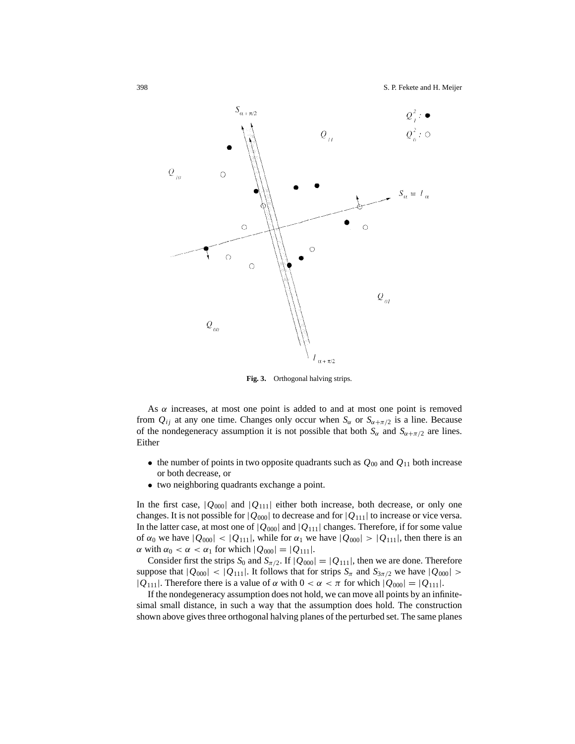**Fig. 3.** Orthogonal halving strips.

As $\alpha$ increases, at most one point is added to and at most one point is removed from $Q_{ij}$ at any one time. Changes only occur when $S_\alpha$ or $S_{\alpha+\pi/2}$ is a line. Because of the nondegeneracy assumption it is not possible that both $S_\alpha$ and $S_{\alpha+\pi/2}$ are lines. Either

- the number of points in two opposite quadrants such as $Q_{00}$ and $Q_{11}$ both increase or both decrease, or
- two neighboring quadrants exchange a point.

In the first case, $|Q_{000}|$ and $|Q_{111}|$ either both increase, both decrease, or only one changes. It is not possible for $|Q_{000}|$ to decrease and for $|Q_{111}|$ to increase or vice versa. In the latter case, at most one of $|Q_{000}|$ and $|Q_{111}|$ changes. Therefore, if for some value of $\alpha_0$ we have $|Q_{000}| < |Q_{111}|$, while for $\alpha_1$ we have $|Q_{000}| > |Q_{111}|$, then there is an $\alpha$ with $\alpha_0 < \alpha < \alpha_1$ for which $|Q_{000}| = |Q_{111}|$.

Consider first the strips $S_0$ and $S_{\pi/2}$. If $|Q_{000}| = |Q_{111}|$, then we are done. Therefore suppose that $|Q_{000}| < |Q_{111}|$. It follows that for strips $S_\pi$ and $S_{3\pi/2}$ we have $|Q_{000}| > |Q_{111}|$. Therefore there is a value of $\alpha$ with $0 < \alpha < \pi$ for which $|Q_{000}| = |Q_{111}|$.

If the nondegeneracy assumption does not hold, we can move all points by an infinitesimal small distance, in such a way that the assumption does hold. The construction shown above gives three orthogonal halving planes of the perturbed set. The same planes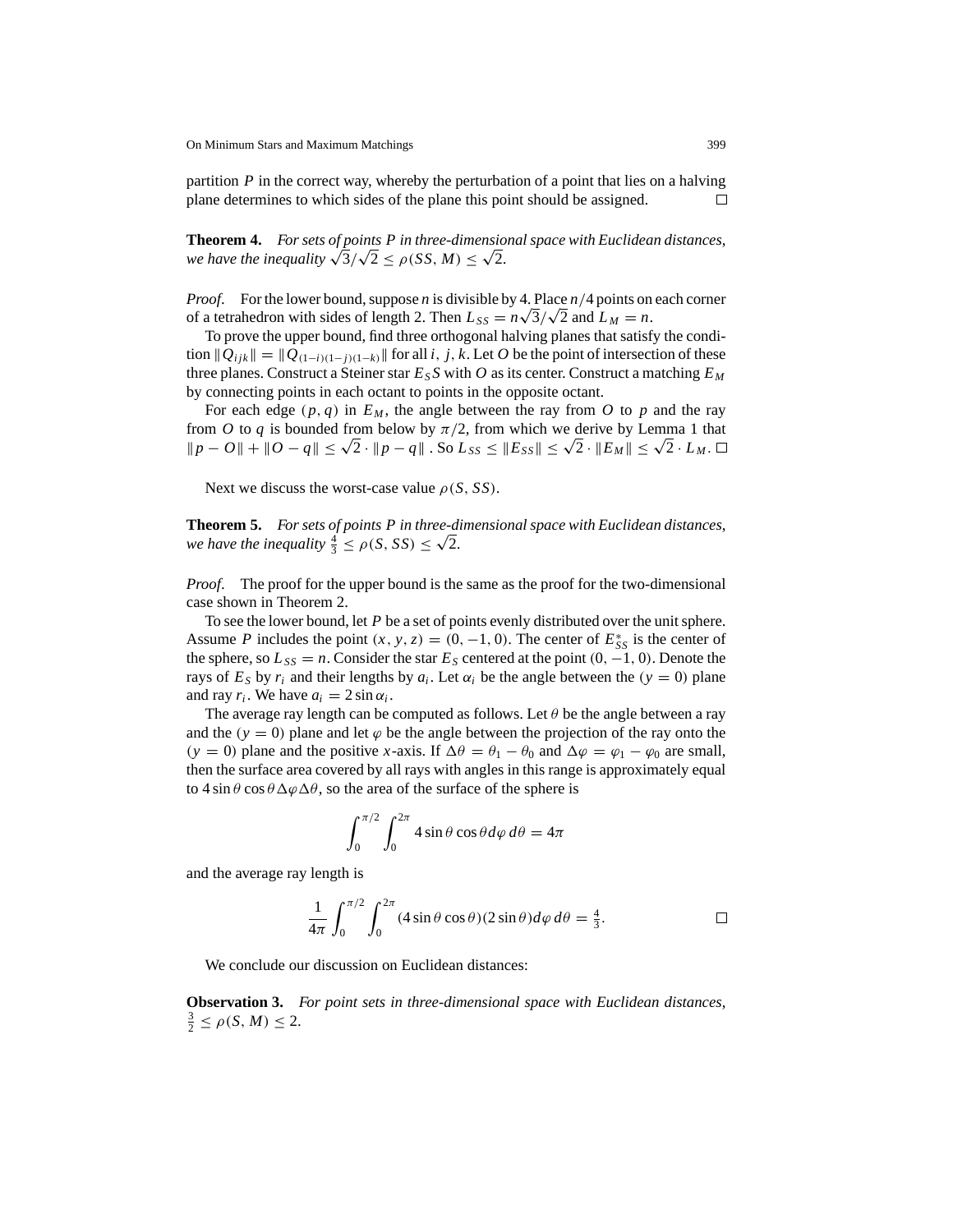partition $P$ in the correct way, whereby the perturbation of a point that lies on a halving plane determines to which sides of the plane this point should be assigned. $\square$

**Theorem 4.** *For sets of points $P$ in three-dimensional space with Euclidean distances, we have the inequality $\sqrt{3}/\sqrt{2} \le \rho(SS, M) \le \sqrt{2}$.*

*Proof.* For the lower bound, suppose $n$ is divisible by 4. Place $n/4$ points on each corner of a tetrahedron with sides of length 2. Then $L_{SS} = n\sqrt{3}/\sqrt{2}$ and $L_M = n$.

To prove the upper bound, find three orthogonal halving planes that satisfy the condition $\|Q_{ijk}\| = \|Q_{(1-i)(1-j)(1-k)}\|$ for all $i, j, k$. Let $O$ be the point of intersection of these three planes. Construct a Steiner star $E_S S$ with $O$ as its center. Construct a matching $E_M$ by connecting points in each octant to points in the opposite octant.

For each edge $(p, q)$ in $E_M$, the angle between the ray from $O$ to $p$ and the ray from $O$ to $q$ is bounded from below by $\pi/2$, from which we derive by Lemma 1 that $\|p - O\| + \|O - q\| \le \sqrt{2} \cdot \|p - q\|$. So $L_{SS} \le \|E_{SS}\| \le \sqrt{2} \cdot \|E_M\| \le \sqrt{2} \cdot L_M$. $\square$

Next we discuss the worst-case value $\rho(S, SS)$.

**Theorem 5.** *For sets of points $P$ in three-dimensional space with Euclidean distances, we have the inequality $\frac{4}{3} \le \rho(S, SS) \le \sqrt{2}$.*

*Proof.* The proof for the upper bound is the same as the proof for the two-dimensional case shown in Theorem 2.

To see the lower bound, let $P$ be a set of points evenly distributed over the unit sphere. Assume $P$ includes the point $(x, y, z) = (0, -1, 0)$. The center of $E^*_{SS}$ is the center of the sphere, so $L_{SS} = n$. Consider the star $E_S$ centered at the point $(0, -1, 0)$. Denote the rays of $E_S$ by $r_i$ and their lengths by $a_i$. Let $\alpha_i$ be the angle between the $(y = 0)$ plane and ray $r_i$. We have $a_i = 2\sin\alpha_i$.

The average ray length can be computed as follows. Let $\theta$ be the angle between a ray and the $(y = 0)$ plane and let $\varphi$ be the angle between the projection of the ray onto the $(y = 0)$ plane and the positive $x$-axis. If $\Delta\theta = \theta_1 - \theta_0$ and $\Delta\varphi = \varphi_1 - \varphi_0$ are small, then the surface area covered by all rays with angles in this range is approximately equal to $4\sin\theta\cos\theta\Delta\varphi\Delta\theta$, so the area of the surface of the sphere is

$$\int_0^{\pi/2}\int_0^{2\pi} 4\sin\theta\cos\theta d\varphi\, d\theta = 4\pi$$

and the average ray length is

$$\frac{1}{4\pi}\int_0^{\pi/2}\int_0^{2\pi} (4\sin\theta\cos\theta)(2\sin\theta) d\varphi\, d\theta = \tfrac{4}{3}. \qquad \square$$

We conclude our discussion on Euclidean distances:

**Observation 3.** *For point sets in three-dimensional space with Euclidean distances, $\frac{3}{2} \le \rho(S, M) \le 2$.*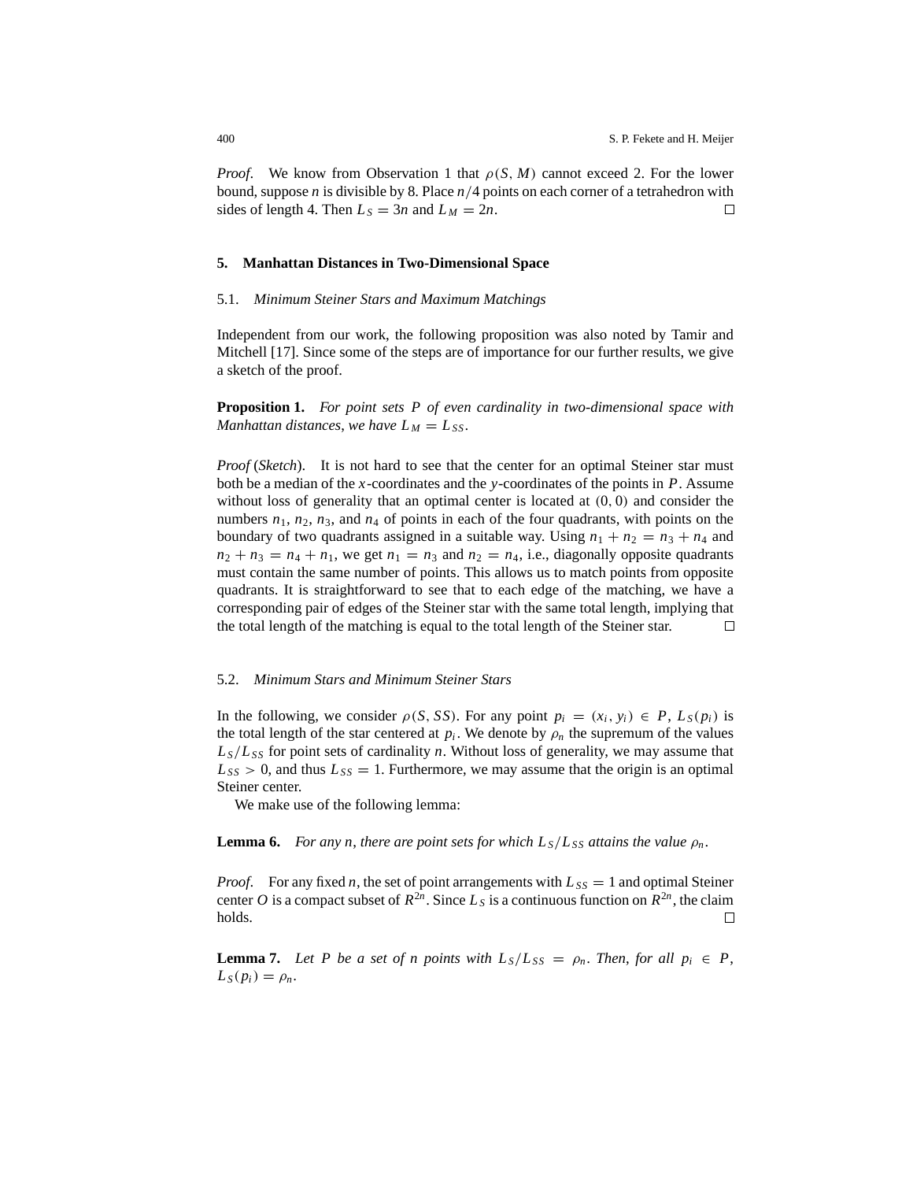*Proof*. We know from Observation 1 that $\rho(S, M)$ cannot exceed 2. For the lower bound, suppose $n$ is divisible by 8. Place $n/4$ points on each corner of a tetrahedron with sides of length 4. Then $L_S = 3n$ and $L_M = 2n$. □

## 5. Manhattan Distances in Two-Dimensional Space

### 5.1. *Minimum Steiner Stars and Maximum Matchings*

Independent from our work, the following proposition was also noted by Tamir and Mitchell [17]. Since some of the steps are of importance for our further results, we give a sketch of the proof.

**Proposition 1.** *For point sets $P$ of even cardinality in two-dimensional space with Manhattan distances, we have $L_M = L_{SS}$.*

*Proof* (*Sketch*). It is not hard to see that the center for an optimal Steiner star must both be a median of the $x$-coordinates and the $y$-coordinates of the points in $P$. Assume without loss of generality that an optimal center is located at $(0, 0)$ and consider the numbers $n_1$, $n_2$, $n_3$, and $n_4$ of points in each of the four quadrants, with points on the boundary of two quadrants assigned in a suitable way. Using $n_1 + n_2 = n_3 + n_4$ and $n_2 + n_3 = n_4 + n_1$, we get $n_1 = n_3$ and $n_2 = n_4$, i.e., diagonally opposite quadrants must contain the same number of points. This allows us to match points from opposite quadrants. It is straightforward to see that to each edge of the matching, we have a corresponding pair of edges of the Steiner star with the same total length, implying that the total length of the matching is equal to the total length of the Steiner star. □

### 5.2. *Minimum Stars and Minimum Steiner Stars*

In the following, we consider $\rho(S, SS)$. For any point $p_i = (x_i, y_i) \in P$, $L_S(p_i)$ is the total length of the star centered at $p_i$. We denote by $\rho_n$ the supremum of the values $L_S/L_{SS}$ for point sets of cardinality $n$. Without loss of generality, we may assume that $L_{SS} > 0$, and thus $L_{SS} = 1$. Furthermore, we may assume that the origin is an optimal Steiner center.

We make use of the following lemma:

**Lemma 6.** *For any $n$, there are point sets for which $L_S/L_{SS}$ attains the value $\rho_n$.*

*Proof*. For any fixed $n$, the set of point arrangements with $L_{SS} = 1$ and optimal Steiner center $O$ is a compact subset of $R^{2n}$. Since $L_S$ is a continuous function on $R^{2n}$, the claim holds. □

**Lemma 7.** *Let $P$ be a set of $n$ points with $L_S/L_{SS} = \rho_n$. Then, for all $p_i \in P$, $L_S(p_i) = \rho_n$.*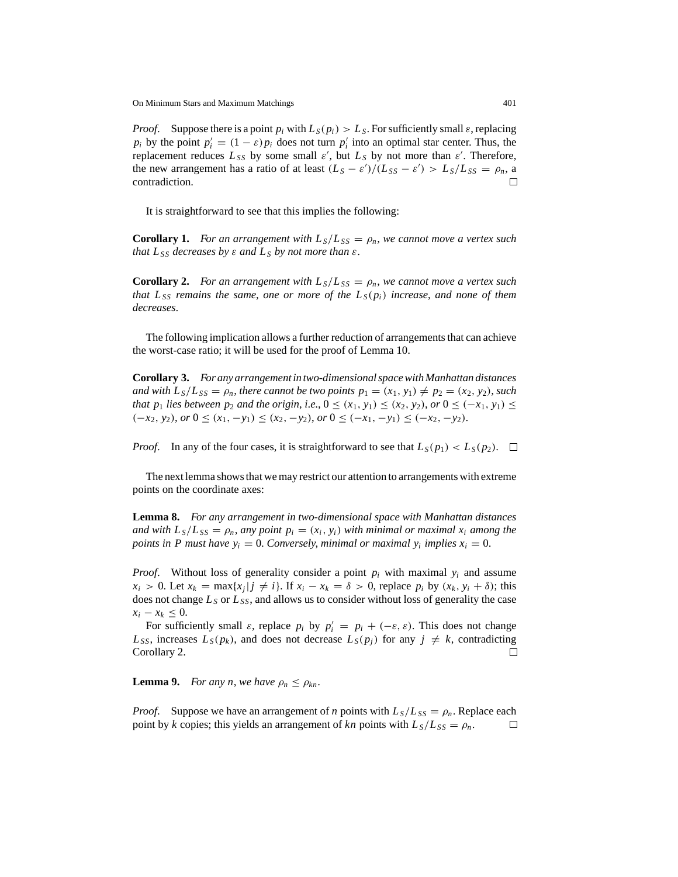*Proof.* Suppose there is a point $p_i$ with $L_S(p_i) > L_S$. For sufficiently small $\varepsilon$, replacing $p_i$ by the point $p_i' = (1-\varepsilon)p_i$ does not turn $p_i'$ into an optimal star center. Thus, the replacement reduces $L_{SS}$ by some small $\varepsilon'$, but $L_S$ by not more than $\varepsilon'$. Therefore, the new arrangement has a ratio of at least $(L_S - \varepsilon')/(L_{SS} - \varepsilon') > L_S/L_{SS} = \rho_n$, a contradiction. □

It is straightforward to see that this implies the following:

**Corollary 1.** *For an arrangement with $L_S/L_{SS} = \rho_n$, we cannot move a vertex such that $L_{SS}$ decreases by $\varepsilon$ and $L_S$ by not more than $\varepsilon$.*

**Corollary 2.** *For an arrangement with $L_S/L_{SS} = \rho_n$, we cannot move a vertex such that $L_{SS}$ remains the same, one or more of the $L_S(p_i)$ increase, and none of them decreases.*

The following implication allows a further reduction of arrangements that can achieve the worst-case ratio; it will be used for the proof of Lemma 10.

**Corollary 3.** *For any arrangement in two-dimensional space with Manhattan distances and with $L_S/L_{SS} = \rho_n$, there cannot be two points $p_1 = (x_1, y_1) \neq p_2 = (x_2, y_2)$, such that $p_1$ lies between $p_2$ and the origin, i.e., $0 \le (x_1, y_1) \le (x_2, y_2)$, or $0 \le (-x_1, y_1) \le (-x_2, y_2)$, or $0 \le (x_1, -y_1) \le (x_2, -y_2)$, or $0 \le (-x_1, -y_1) \le (-x_2, -y_2)$.*

*Proof.* In any of the four cases, it is straightforward to see that $L_S(p_1) < L_S(p_2)$. □

The next lemma shows that we may restrict our attention to arrangements with extreme points on the coordinate axes:

**Lemma 8.** *For any arrangement in two-dimensional space with Manhattan distances and with $L_S/L_{SS} = \rho_n$, any point $p_i = (x_i, y_i)$ with minimal or maximal $x_i$ among the points in $P$ must have $y_i = 0$. Conversely, minimal or maximal $y_i$ implies $x_i = 0$.*

*Proof.* Without loss of generality consider a point $p_i$ with maximal $y_i$ and assume $x_i > 0$. Let $x_k = \max\{x_j \mid j \neq i\}$. If $x_i - x_k = \delta > 0$, replace $p_i$ by $(x_k, y_i + \delta)$; this does not change $L_S$ or $L_{SS}$, and allows us to consider without loss of generality the case $x_i - x_k \le 0$.

For sufficiently small $\varepsilon$, replace $p_i$ by $p_i' = p_i + (-\varepsilon, \varepsilon)$. This does not change $L_{SS}$, increases $L_S(p_k)$, and does not decrease $L_S(p_j)$ for any $j \neq k$, contradicting Corollary 2. □

**Lemma 9.** *For any $n$, we have $\rho_n \le \rho_{kn}$.*

*Proof.* Suppose we have an arrangement of $n$ points with $L_S/L_{SS} = \rho_n$. Replace each point by $k$ copies; this yields an arrangement of $kn$ points with $L_S/L_{SS} = \rho_n$. □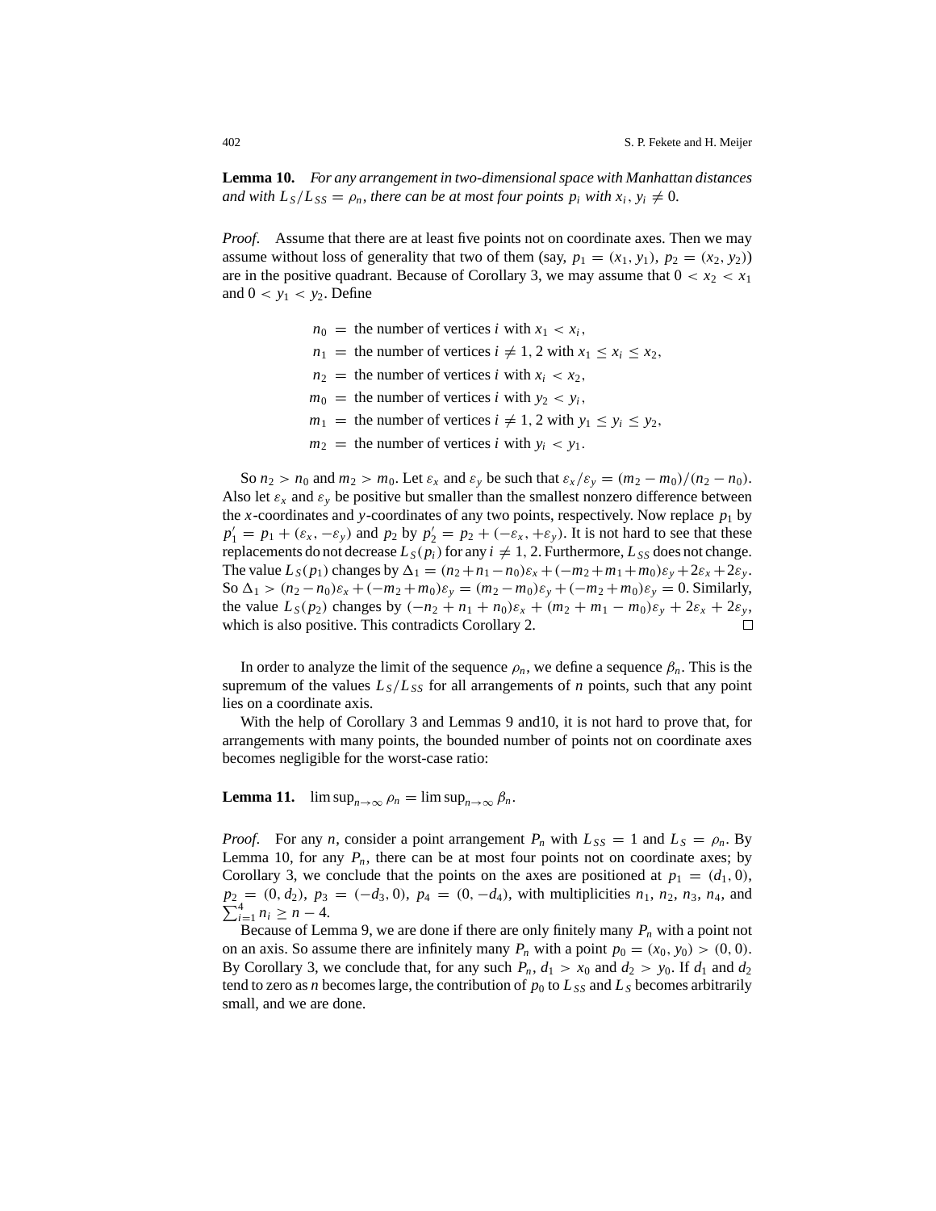**Lemma 10.** *For any arrangement in two-dimensional space with Manhattan distances and with $L_S/L_{SS} = \rho_n$, there can be at most four points $p_i$ with $x_i, y_i \neq 0$.*

*Proof.* Assume that there are at least five points not on coordinate axes. Then we may assume without loss of generality that two of them (say, $p_1 = (x_1, y_1)$, $p_2 = (x_2, y_2)$) are in the positive quadrant. Because of Corollary 3, we may assume that $0 < x_2 < x_1$ and $0 < y_1 < y_2$. Define

$$
\begin{aligned}
n_0 &= \text{ the number of vertices } i \text{ with } x_1 < x_i, \\
n_1 &= \text{ the number of vertices } i \neq 1, 2 \text{ with } x_1 \leq x_i \leq x_2, \\
n_2 &= \text{ the number of vertices } i \text{ with } x_i < x_2, \\
m_0 &= \text{ the number of vertices } i \text{ with } y_2 < y_i, \\
m_1 &= \text{ the number of vertices } i \neq 1, 2 \text{ with } y_1 \leq y_i \leq y_2, \\
m_2 &= \text{ the number of vertices } i \text{ with } y_i < y_1.
\end{aligned}
$$

So $n_2 > n_0$ and $m_2 > m_0$. Let $\varepsilon_x$ and $\varepsilon_y$ be such that $\varepsilon_x/\varepsilon_y = (m_2 - m_0)/(n_2 - n_0)$. Also let $\varepsilon_x$ and $\varepsilon_y$ be positive but smaller than the smallest nonzero difference between the $x$-coordinates and $y$-coordinates of any two points, respectively. Now replace $p_1$ by $p_1' = p_1 + (\varepsilon_x, -\varepsilon_y)$ and $p_2$ by $p_2' = p_2 + (-\varepsilon_x, +\varepsilon_y)$. It is not hard to see that these replacements do not decrease $L_S(p_i)$ for any $i \neq 1, 2$. Furthermore, $L_{SS}$ does not change. The value $L_S(p_1)$ changes by $\Delta_1 = (n_2 + n_1 - n_0)\varepsilon_x + (-m_2 + m_1 + m_0)\varepsilon_y + 2\varepsilon_x + 2\varepsilon_y$. So $\Delta_1 > (n_2 - n_0)\varepsilon_x + (-m_2 + m_0)\varepsilon_y = (m_2 - m_0)\varepsilon_y + (-m_2 + m_0)\varepsilon_y = 0$. Similarly, the value $L_S(p_2)$ changes by $(-n_2 + n_1 + n_0)\varepsilon_x + (m_2 + m_1 - m_0)\varepsilon_y + 2\varepsilon_x + 2\varepsilon_y$, which is also positive. This contradicts Corollary 2. □

In order to analyze the limit of the sequence $\rho_n$, we define a sequence $\beta_n$. This is the supremum of the values $L_S/L_{SS}$ for all arrangements of $n$ points, such that any point lies on a coordinate axis.

With the help of Corollary 3 and Lemmas 9 and10, it is not hard to prove that, for arrangements with many points, the bounded number of points not on coordinate axes becomes negligible for the worst-case ratio:

**Lemma 11.** $\limsup_{n\to\infty} \rho_n = \limsup_{n\to\infty} \beta_n$.

*Proof.* For any $n$, consider a point arrangement $P_n$ with $L_{SS} = 1$ and $L_S = \rho_n$. By Lemma 10, for any $P_n$, there can be at most four points not on coordinate axes; by Corollary 3, we conclude that the points on the axes are positioned at $p_1 = (d_1, 0)$, $p_2 = (0, d_2)$, $p_3 = (-d_3, 0)$, $p_4 = (0, -d_4)$, with multiplicities $n_1, n_2, n_3, n_4$, and $\sum_{i=1}^{4} n_i \geq n - 4$.

Because of Lemma 9, we are done if there are only finitely many $P_n$ with a point not on an axis. So assume there are infinitely many $P_n$ with a point $p_0 = (x_0, y_0) > (0, 0)$. By Corollary 3, we conclude that, for any such $P_n$, $d_1 > x_0$ and $d_2 > y_0$. If $d_1$ and $d_2$ tend to zero as $n$ becomes large, the contribution of $p_0$ to $L_{SS}$ and $L_S$ becomes arbitrarily small, and we are done.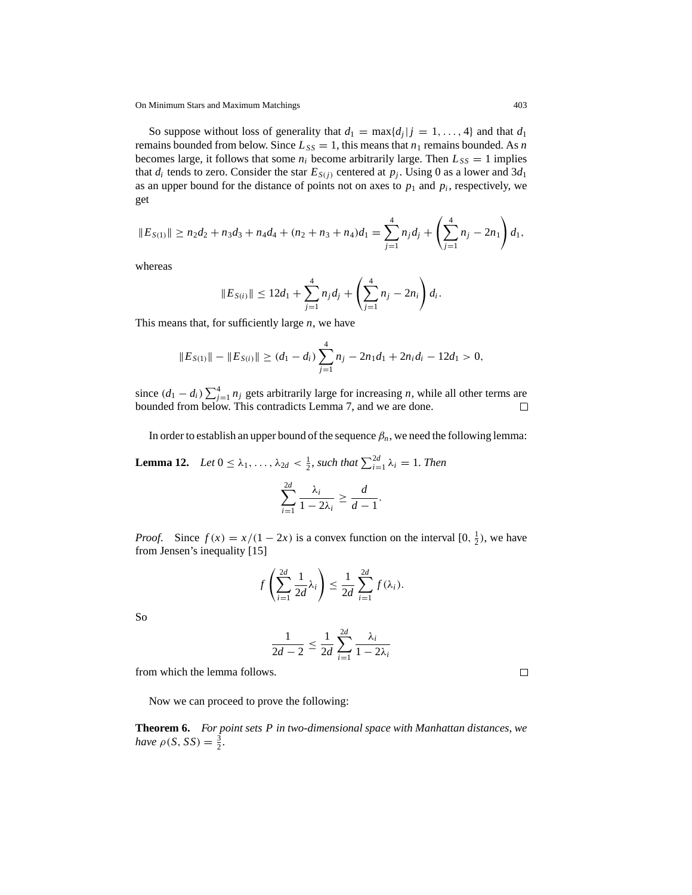So suppose without loss of generality that $d_1 = \max\{d_j \mid j = 1, \ldots, 4\}$ and that $d_1$ remains bounded from below. Since $L_{SS} = 1$, this means that $n_1$ remains bounded. As $n$ becomes large, it follows that some $n_i$ become arbitrarily large. Then $L_{SS} = 1$ implies that $d_i$ tends to zero. Consider the star $E_{S(j)}$ centered at $p_j$. Using 0 as a lower and $3d_1$ as an upper bound for the distance of points not on axes to $p_1$ and $p_i$, respectively, we get

$$\|E_{S(1)}\| \geq n_2 d_2 + n_3 d_3 + n_4 d_4 + (n_2 + n_3 + n_4) d_1 = \sum_{j=1}^{4} n_j d_j + \left( \sum_{j=1}^{4} n_j - 2n_1 \right) d_1,$$

whereas

$$\|E_{S(i)}\| \leq 12 d_1 + \sum_{j=1}^{4} n_j d_j + \left( \sum_{j=1}^{4} n_j - 2n_i \right) d_i.$$

This means that, for sufficiently large $n$, we have

$$\|E_{S(1)}\| - \|E_{S(i)}\| \geq (d_1 - d_i) \sum_{j=1}^{4} n_j - 2n_1 d_1 + 2n_i d_i - 12 d_1 > 0,$$

since $(d_1 - d_i) \sum_{j=1}^{4} n_j$ gets arbitrarily large for increasing $n$, while all other terms are bounded from below. This contradicts Lemma 7, and we are done. □

In order to establish an upper bound of the sequence $\beta_n$, we need the following lemma:

**Lemma 12.** *Let $0 \leq \lambda_1, \ldots, \lambda_{2d} < \frac{1}{2}$, such that $\sum_{i=1}^{2d} \lambda_i = 1$. Then*

$$\sum_{i=1}^{2d} \frac{\lambda_i}{1 - 2\lambda_i} \geq \frac{d}{d-1}.$$

*Proof.* Since $f(x) = x/(1 - 2x)$ is a convex function on the interval $[0, \frac{1}{2})$, we have from Jensen's inequality [15]

$$f\left( \sum_{i=1}^{2d} \frac{1}{2d} \lambda_i \right) \leq \frac{1}{2d} \sum_{i=1}^{2d} f(\lambda_i).$$

So

$$\frac{1}{2d - 2} \leq \frac{1}{2d} \sum_{i=1}^{2d} \frac{\lambda_i}{1 - 2\lambda_i}$$

from which the lemma follows. □

Now we can proceed to prove the following:

**Theorem 6.** *For point sets $P$ in two-dimensional space with Manhattan distances, we have $\rho(S, SS) = \frac{3}{2}$.*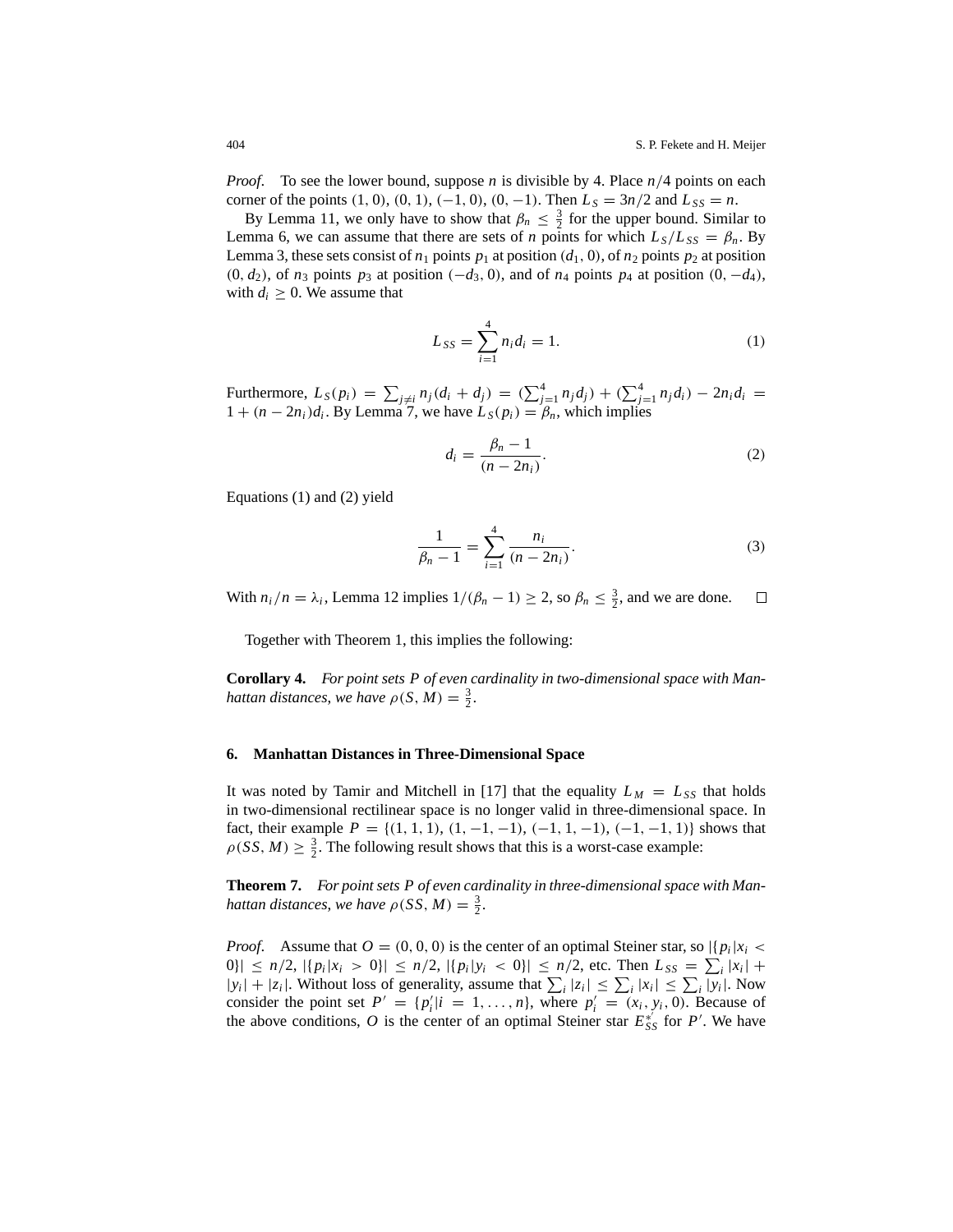*Proof.* To see the lower bound, suppose $n$ is divisible by 4. Place $n/4$ points on each corner of the points $(1, 0)$, $(0, 1)$, $(-1, 0)$, $(0, -1)$. Then $L_S = 3n/2$ and $L_{SS} = n$.

By Lemma 11, we only have to show that $\beta_n \leq \frac{3}{2}$ for the upper bound. Similar to Lemma 6, we can assume that there are sets of $n$ points for which $L_S/L_{SS} = \beta_n$. By Lemma 3, these sets consist of $n_1$ points $p_1$ at position $(d_1, 0)$, of $n_2$ points $p_2$ at position $(0, d_2)$, of $n_3$ points $p_3$ at position $(-d_3, 0)$, and of $n_4$ points $p_4$ at position $(0, -d_4)$, with $d_i \geq 0$. We assume that

$$L_{SS} = \sum_{i=1}^{4} n_i d_i = 1. \tag{1}$$

Furthermore, $L_S(p_i) = \sum_{j \neq i} n_j(d_i + d_j) = (\sum_{j=1}^{4} n_j d_j) + (\sum_{j=1}^{4} n_j d_i) - 2n_i d_i = 1 + (n - 2n_i)d_i$. By Lemma 7, we have $L_S(p_i) = \beta_n$, which implies

$$d_i = \frac{\beta_n - 1}{(n - 2n_i)}. \tag{2}$$

Equations (1) and (2) yield

$$\frac{1}{\beta_n - 1} = \sum_{i=1}^{4} \frac{n_i}{(n - 2n_i)}. \tag{3}$$

With $n_i/n = \lambda_i$, Lemma 12 implies $1/(\beta_n - 1) \geq 2$, so $\beta_n \leq \frac{3}{2}$, and we are done. □

Together with Theorem 1, this implies the following:

**Corollary 4.** *For point sets $P$ of even cardinality in two-dimensional space with Manhattan distances, we have $\rho(S, M) = \frac{3}{2}$.*

## 6. Manhattan Distances in Three-Dimensional Space

It was noted by Tamir and Mitchell in [17] that the equality $L_M = L_{SS}$ that holds in two-dimensional rectilinear space is no longer valid in three-dimensional space. In fact, their example $P = \{(1, 1, 1), (1, -1, -1), (-1, 1, -1), (-1, -1, 1)\}$ shows that $\rho(SS, M) \geq \frac{3}{2}$. The following result shows that this is a worst-case example:

**Theorem 7.** *For point sets $P$ of even cardinality in three-dimensional space with Manhattan distances, we have $\rho(SS, M) = \frac{3}{2}$.*

*Proof.* Assume that $O = (0, 0, 0)$ is the center of an optimal Steiner star, so $|\{p_i | x_i < 0\}| \leq n/2$, $|\{p_i | x_i > 0\}| \leq n/2$, $|\{p_i | y_i < 0\}| \leq n/2$, etc. Then $L_{SS} = \sum_i |x_i| + |y_i| + |z_i|$. Without loss of generality, assume that $\sum_i |z_i| \leq \sum_i |x_i| \leq \sum_i |y_i|$. Now consider the point set $P' = \{p_i' | i = 1, \ldots, n\}$, where $p_i' = (x_i, y_i, 0)$. Because of the above conditions, $O$ is the center of an optimal Steiner star $E_{SS}^{*'}$ for $P'$. We have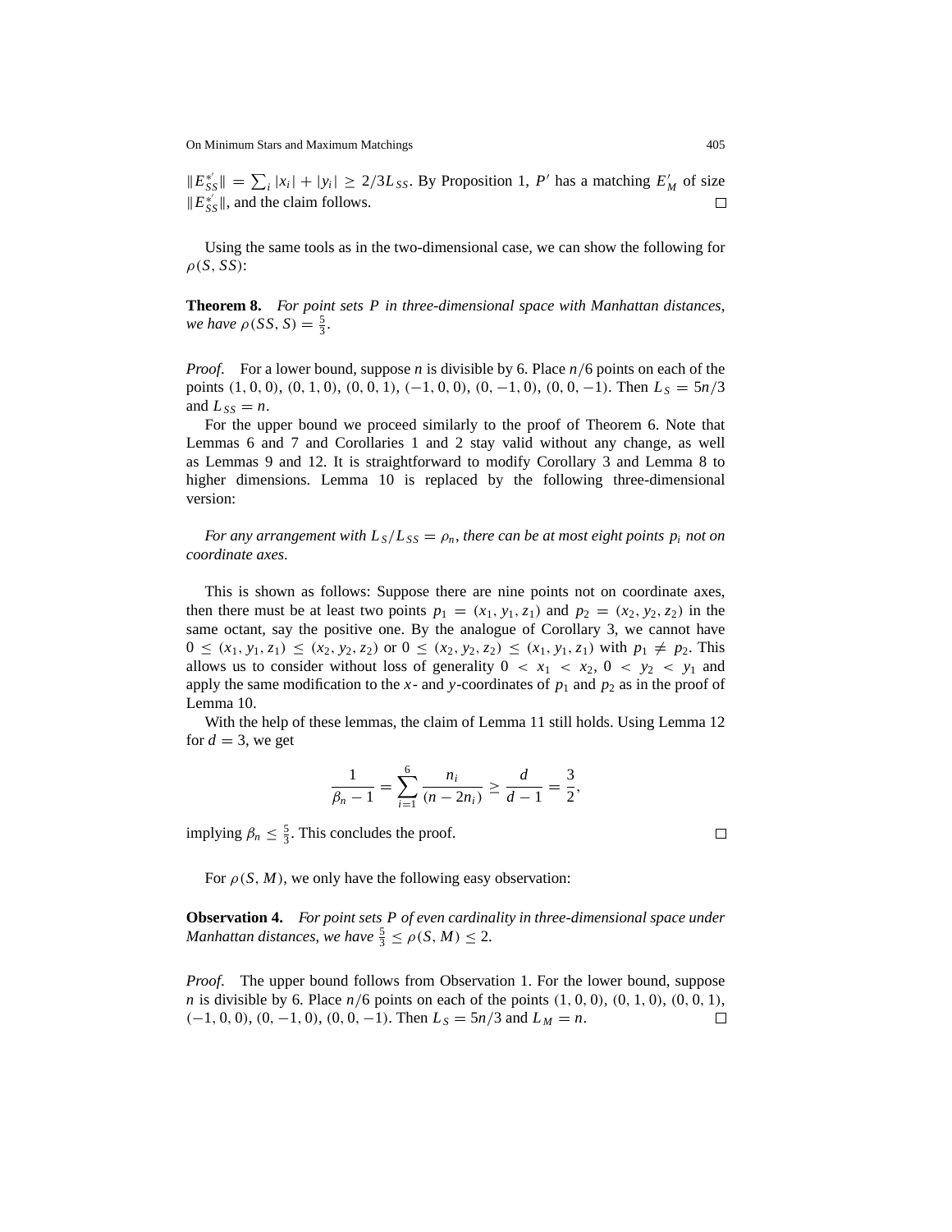$\|E_{SS}^{*'}\| = \sum_i |x_i| + |y_i| \geq 2/3 L_{SS}$. By Proposition 1, $P'$ has a matching $E'_M$ of size $\|E_{SS}^{*'}\|$, and the claim follows. $\square$

Using the same tools as in the two-dimensional case, we can show the following for $\rho(S, SS)$:

**Theorem 8.** *For point sets $P$ in three-dimensional space with Manhattan distances, we have $\rho(SS, S) = \frac{5}{3}$.*

*Proof.* For a lower bound, suppose $n$ is divisible by 6. Place $n/6$ points on each of the points $(1, 0, 0)$, $(0, 1, 0)$, $(0, 0, 1)$, $(-1, 0, 0)$, $(0, -1, 0)$, $(0, 0, -1)$. Then $L_S = 5n/3$ and $L_{SS} = n$.

For the upper bound we proceed similarly to the proof of Theorem 6. Note that Lemmas 6 and 7 and Corollaries 1 and 2 stay valid without any change, as well as Lemmas 9 and 12. It is straightforward to modify Corollary 3 and Lemma 8 to higher dimensions. Lemma 10 is replaced by the following three-dimensional version:

*For any arrangement with $L_S/L_{SS} = \rho_n$, there can be at most eight points $p_i$ not on coordinate axes.*

This is shown as follows: Suppose there are nine points not on coordinate axes, then there must be at least two points $p_1 = (x_1, y_1, z_1)$ and $p_2 = (x_2, y_2, z_2)$ in the same octant, say the positive one. By the analogue of Corollary 3, we cannot have $0 \leq (x_1, y_1, z_1) \leq (x_2, y_2, z_2)$ or $0 \leq (x_2, y_2, z_2) \leq (x_1, y_1, z_1)$ with $p_1 \neq p_2$. This allows us to consider without loss of generality $0 < x_1 < x_2$, $0 < y_2 < y_1$ and apply the same modification to the $x$- and $y$-coordinates of $p_1$ and $p_2$ as in the proof of Lemma 10.

With the help of these lemmas, the claim of Lemma 11 still holds. Using Lemma 12 for $d = 3$, we get

$$\frac{1}{\beta_n - 1} = \sum_{i=1}^{6} \frac{n_i}{(n - 2n_i)} \geq \frac{d}{d-1} = \frac{3}{2},$$

implying $\beta_n \leq \frac{5}{3}$. This concludes the proof. $\square$

For $\rho(S, M)$, we only have the following easy observation:

**Observation 4.** *For point sets $P$ of even cardinality in three-dimensional space under Manhattan distances, we have $\frac{5}{3} \leq \rho(S, M) \leq 2$.*

*Proof.* The upper bound follows from Observation 1. For the lower bound, suppose $n$ is divisible by 6. Place $n/6$ points on each of the points $(1, 0, 0)$, $(0, 1, 0)$, $(0, 0, 1)$, $(-1, 0, 0)$, $(0, -1, 0)$, $(0, 0, -1)$. Then $L_S = 5n/3$ and $L_M = n$. $\square$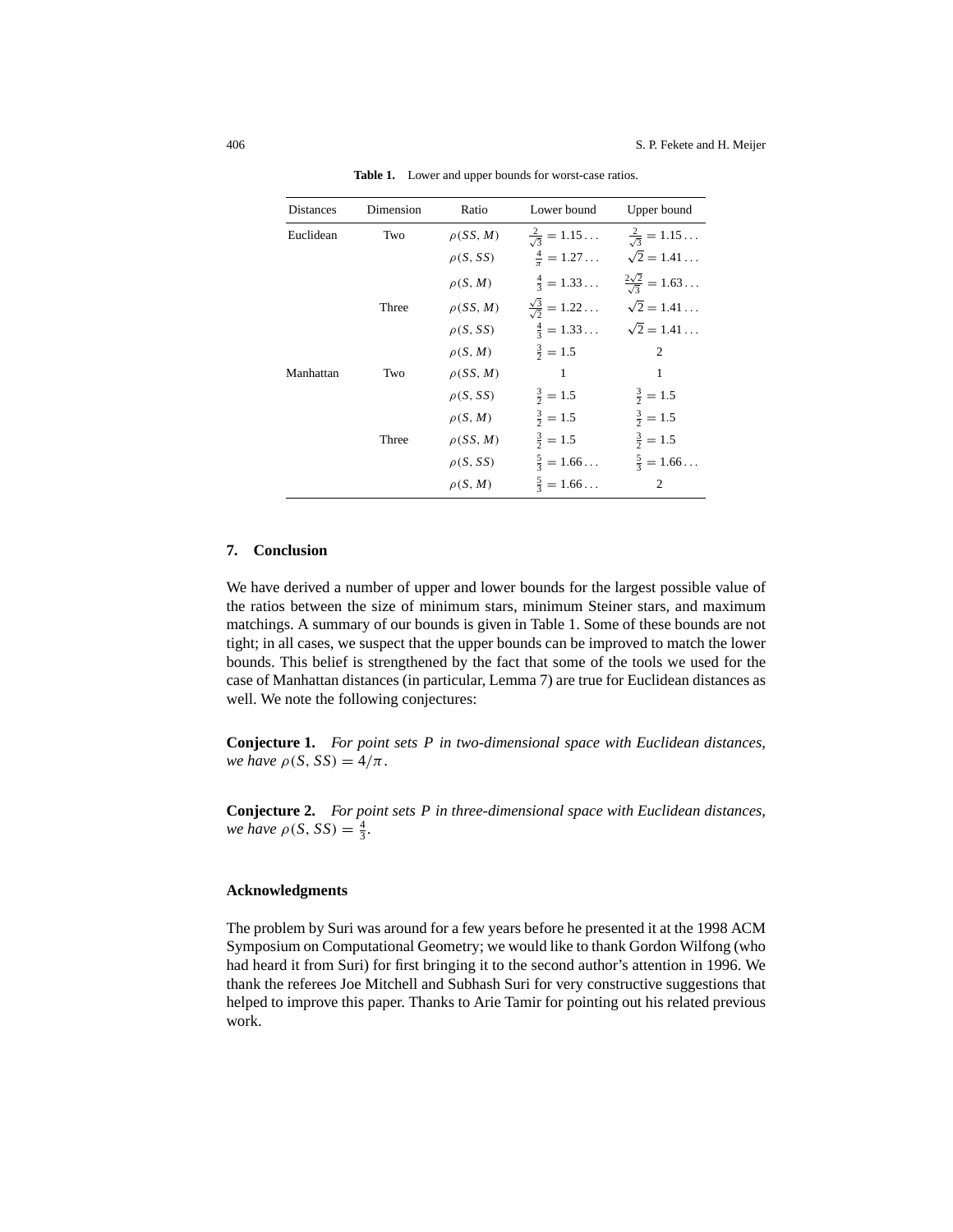**Table 1.** Lower and upper bounds for worst-case ratios.

| Distances | Dimension | Ratio | Lower bound | Upper bound |
|---|---|---|---|---|
| Euclidean | Two | $\rho(SS, M)$ | $\frac{2}{\sqrt{3}} = 1.15\ldots$ | $\frac{2}{\sqrt{3}} = 1.15\ldots$ |
| | | $\rho(S, SS)$ | $\frac{4}{\pi} = 1.27\ldots$ | $\sqrt{2} = 1.41\ldots$ |
| | | $\rho(S, M)$ | $\frac{4}{3} = 1.33\ldots$ | $\frac{2\sqrt{2}}{\sqrt{3}} = 1.63\ldots$ |
| | Three | $\rho(SS, M)$ | $\frac{\sqrt{3}}{\sqrt{2}} = 1.22\ldots$ | $\sqrt{2} = 1.41\ldots$ |
| | | $\rho(S, SS)$ | $\frac{4}{3} = 1.33\ldots$ | $\sqrt{2} = 1.41\ldots$ |
| | | $\rho(S, M)$ | $\frac{3}{2} = 1.5$ | 2 |
| Manhattan | Two | $\rho(SS, M)$ | 1 | 1 |
| | | $\rho(S, SS)$ | $\frac{3}{2} = 1.5$ | $\frac{3}{2} = 1.5$ |
| | | $\rho(S, M)$ | $\frac{3}{2} = 1.5$ | $\frac{3}{2} = 1.5$ |
| | Three | $\rho(SS, M)$ | $\frac{3}{2} = 1.5$ | $\frac{3}{2} = 1.5$ |
| | | $\rho(S, SS)$ | $\frac{5}{3} = 1.66\ldots$ | $\frac{5}{3} = 1.66\ldots$ |
| | | $\rho(S, M)$ | $\frac{5}{3} = 1.66\ldots$ | 2 |

## 7. Conclusion

We have derived a number of upper and lower bounds for the largest possible value of the ratios between the size of minimum stars, minimum Steiner stars, and maximum matchings. A summary of our bounds is given in Table 1. Some of these bounds are not tight; in all cases, we suspect that the upper bounds can be improved to match the lower bounds. This belief is strengthened by the fact that some of the tools we used for the case of Manhattan distances (in particular, Lemma 7) are true for Euclidean distances as well. We note the following conjectures:

**Conjecture 1.** *For point sets $P$ in two-dimensional space with Euclidean distances, we have $\rho(S, SS) = 4/\pi$.*

**Conjecture 2.** *For point sets $P$ in three-dimensional space with Euclidean distances, we have $\rho(S, SS) = \frac{4}{3}$.*

### Acknowledgments

The problem by Suri was around for a few years before he presented it at the 1998 ACM Symposium on Computational Geometry; we would like to thank Gordon Wilfong (who had heard it from Suri) for first bringing it to the second author's attention in 1996. We thank the referees Joe Mitchell and Subhash Suri for very constructive suggestions that helped to improve this paper. Thanks to Arie Tamir for pointing out his related previous work.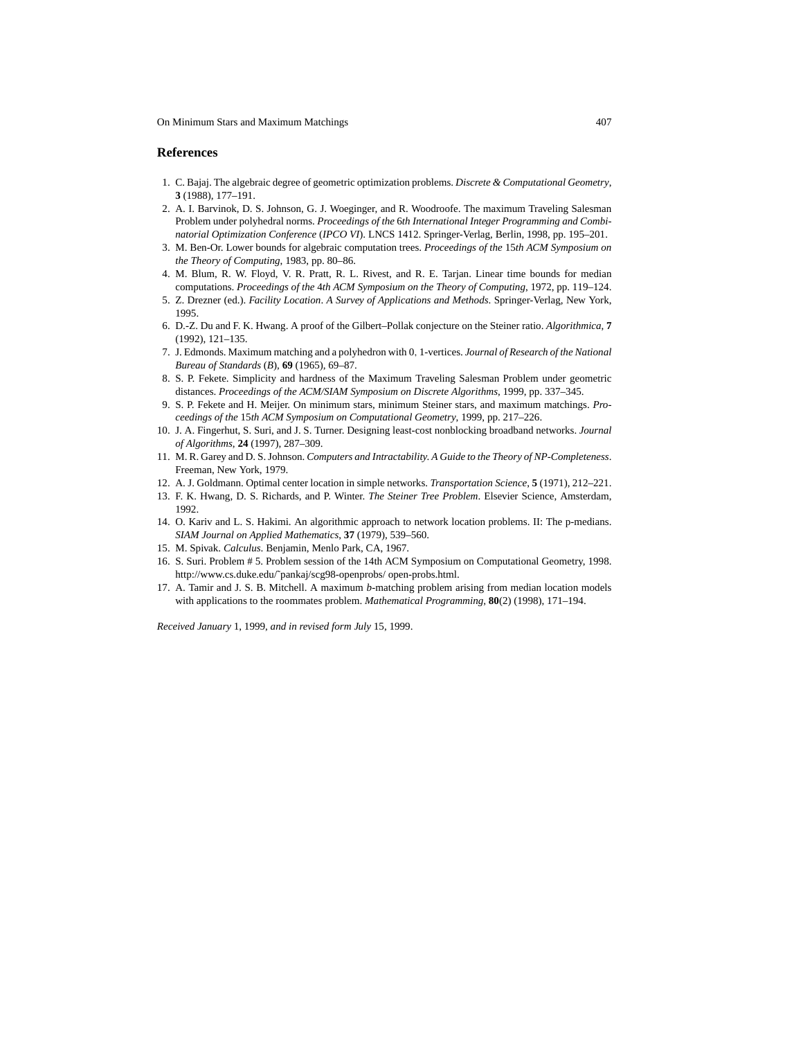## References

1. C. Bajaj. The algebraic degree of geometric optimization problems. *Discrete & Computational Geometry*, **3** (1988), 177–191.
2. A. I. Barvinok, D. S. Johnson, G. J. Woeginger, and R. Woodroofe. The maximum Traveling Salesman Problem under polyhedral norms. *Proceedings of the 6th International Integer Programming and Combinatorial Optimization Conference (IPCO VI)*. LNCS 1412. Springer-Verlag, Berlin, 1998, pp. 195–201.
3. M. Ben-Or. Lower bounds for algebraic computation trees. *Proceedings of the 15th ACM Symposium on the Theory of Computing*, 1983, pp. 80–86.
4. M. Blum, R. W. Floyd, V. R. Pratt, R. L. Rivest, and R. E. Tarjan. Linear time bounds for median computations. *Proceedings of the 4th ACM Symposium on the Theory of Computing*, 1972, pp. 119–124.
5. Z. Drezner (ed.). *Facility Location*. *A Survey of Applications and Methods*. Springer-Verlag, New York, 1995.
6. D.-Z. Du and F. K. Hwang. A proof of the Gilbert–Pollak conjecture on the Steiner ratio. *Algorithmica*, **7** (1992), 121–135.
7. J. Edmonds. Maximum matching and a polyhedron with 0, 1-vertices. *Journal of Research of the National Bureau of Standards (B)*, **69** (1965), 69–87.
8. S. P. Fekete. Simplicity and hardness of the Maximum Traveling Salesman Problem under geometric distances. *Proceedings of the ACM/SIAM Symposium on Discrete Algorithms*, 1999, pp. 337–345.
9. S. P. Fekete and H. Meijer. On minimum stars, minimum Steiner stars, and maximum matchings. *Proceedings of the 15th ACM Symposium on Computational Geometry*, 1999, pp. 217–226.
10. J. A. Fingerhut, S. Suri, and J. S. Turner. Designing least-cost nonblocking broadband networks. *Journal of Algorithms*, **24** (1997), 287–309.
11. M. R. Garey and D. S. Johnson. *Computers and Intractability. A Guide to the Theory of NP-Completeness*. Freeman, New York, 1979.
12. A. J. Goldmann. Optimal center location in simple networks. *Transportation Science*, **5** (1971), 212–221.
13. F. K. Hwang, D. S. Richards, and P. Winter. *The Steiner Tree Problem*. Elsevier Science, Amsterdam, 1992.
14. O. Kariv and L. S. Hakimi. An algorithmic approach to network location problems. II: The p-medians. *SIAM Journal on Applied Mathematics*, **37** (1979), 539–560.
15. M. Spivak. *Calculus*. Benjamin, Menlo Park, CA, 1967.
16. S. Suri. Problem # 5. Problem session of the 14th ACM Symposium on Computational Geometry, 1998. http://www.cs.duke.edu/~pankaj/scg98-openprobs/ open-probs.html.
17. A. Tamir and J. S. B. Mitchell. A maximum *b*-matching problem arising from median location models with applications to the roommates problem. *Mathematical Programming*, **80**(2) (1998), 171–194.

*Received January* 1, 1999, *and in revised form July* 15, 1999.